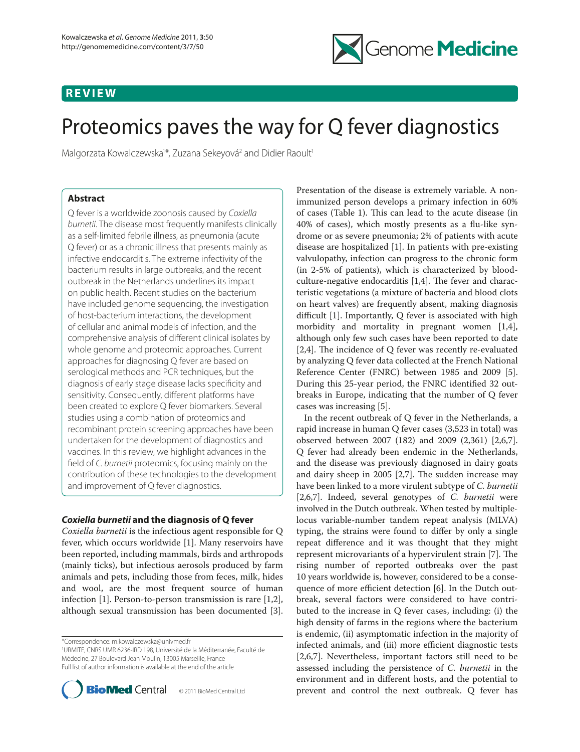REVIEW

# Proteomics paves the way for Q fever diagnostics

Malgorzata Kowalczewska[1]*, Zuzana Sekeyová[2] and Didier Raoult[1]

## Abstract

Q fever is a worldwide zoonosis caused by *Coxiella burnetii*. The disease most frequently manifests clinically as a self-limited febrile illness, as pneumonia (acute Q fever) or as a chronic illness that presents mainly as infective endocarditis. The extreme infectivity of the bacterium results in large outbreaks, and the recent outbreak in the Netherlands underlines its impact on public health. Recent studies on the bacterium have included genome sequencing, the investigation of host-bacterium interactions, the development of cellular and animal models of infection, and the comprehensive analysis of different clinical isolates by whole genome and proteomic approaches. Current approaches for diagnosing Q fever are based on serological methods and PCR techniques, but the diagnosis of early stage disease lacks specificity and sensitivity. Consequently, different platforms have been created to explore Q fever biomarkers. Several studies using a combination of proteomics and recombinant protein screening approaches have been undertaken for the development of diagnostics and vaccines. In this review, we highlight advances in the field of *C. burnetii* proteomics, focusing mainly on the contribution of these technologies to the development and improvement of Q fever diagnostics.

## *Coxiella burnetii* and the diagnosis of Q fever

*Coxiella burnetii* is the infectious agent responsible for Q fever, which occurs worldwide [1]. Many reservoirs have been reported, including mammals, birds and arthropods (mainly ticks), but infectious aerosols produced by farm animals and pets, including those from feces, milk, hides and wool, are the most frequent source of human infection [1]. Person-to-person transmission is rare [1,2], although sexual transmission has been documented [3].

Presentation of the disease is extremely variable. A non-immunized person develops a primary infection in 60% of cases (Table 1). This can lead to the acute disease (in 40% of cases), which mostly presents as a flu-like syndrome or as severe pneumonia; 2% of patients with acute disease are hospitalized [1]. In patients with pre-existing valvulopathy, infection can progress to the chronic form (in 2-5% of patients), which is characterized by blood-culture-negative endocarditis [1,4]. The fever and characteristic vegetations (a mixture of bacteria and blood clots on heart valves) are frequently absent, making diagnosis difficult [1]. Importantly, Q fever is associated with high morbidity and mortality in pregnant women [1,4], although only few such cases have been reported to date [2,4]. The incidence of Q fever was recently re-evaluated by analyzing Q fever data collected at the French National Reference Center (FNRC) between 1985 and 2009 [5]. During this 25-year period, the FNRC identified 32 outbreaks in Europe, indicating that the number of Q fever cases was increasing [5].

In the recent outbreak of Q fever in the Netherlands, a rapid increase in human Q fever cases (3,523 in total) was observed between 2007 (182) and 2009 (2,361) [2,6,7]. Q fever had already been endemic in the Netherlands, and the disease was previously diagnosed in dairy goats and dairy sheep in 2005 [2,7]. The sudden increase may have been linked to a more virulent subtype of *C. burnetii* [2,6,7]. Indeed, several genotypes of *C. burnetii* were involved in the Dutch outbreak. When tested by multiple-locus variable-number tandem repeat analysis (MLVA) typing, the strains were found to differ by only a single repeat difference and it was thought that they might represent microvariants of a hypervirulent strain [7]. The rising number of reported outbreaks over the past 10 years worldwide is, however, considered to be a consequence of more efficient detection [6]. In the Dutch outbreak, several factors were considered to have contributed to the increase in Q fever cases, including: (i) the high density of farms in the regions where the bacterium is endemic, (ii) asymptomatic infection in the majority of infected animals, and (iii) more efficient diagnostic tests [2,6,7]. Nevertheless, important factors still need to be assessed including the persistence of *C. burnetii* in the environment and in different hosts, and the potential to prevent and control the next outbreak. Q fever has

*Correspondence: m.kowalczewska@univmed.fr
[1]URMITE, CNRS UMR 6236-IRD 198, Université de la Méditerranée, Faculté de Médecine, 27 Boulevard Jean Moulin, 13005 Marseille, France
Full list of author information is available at the end of the article

© 2011 BioMed Central Ltd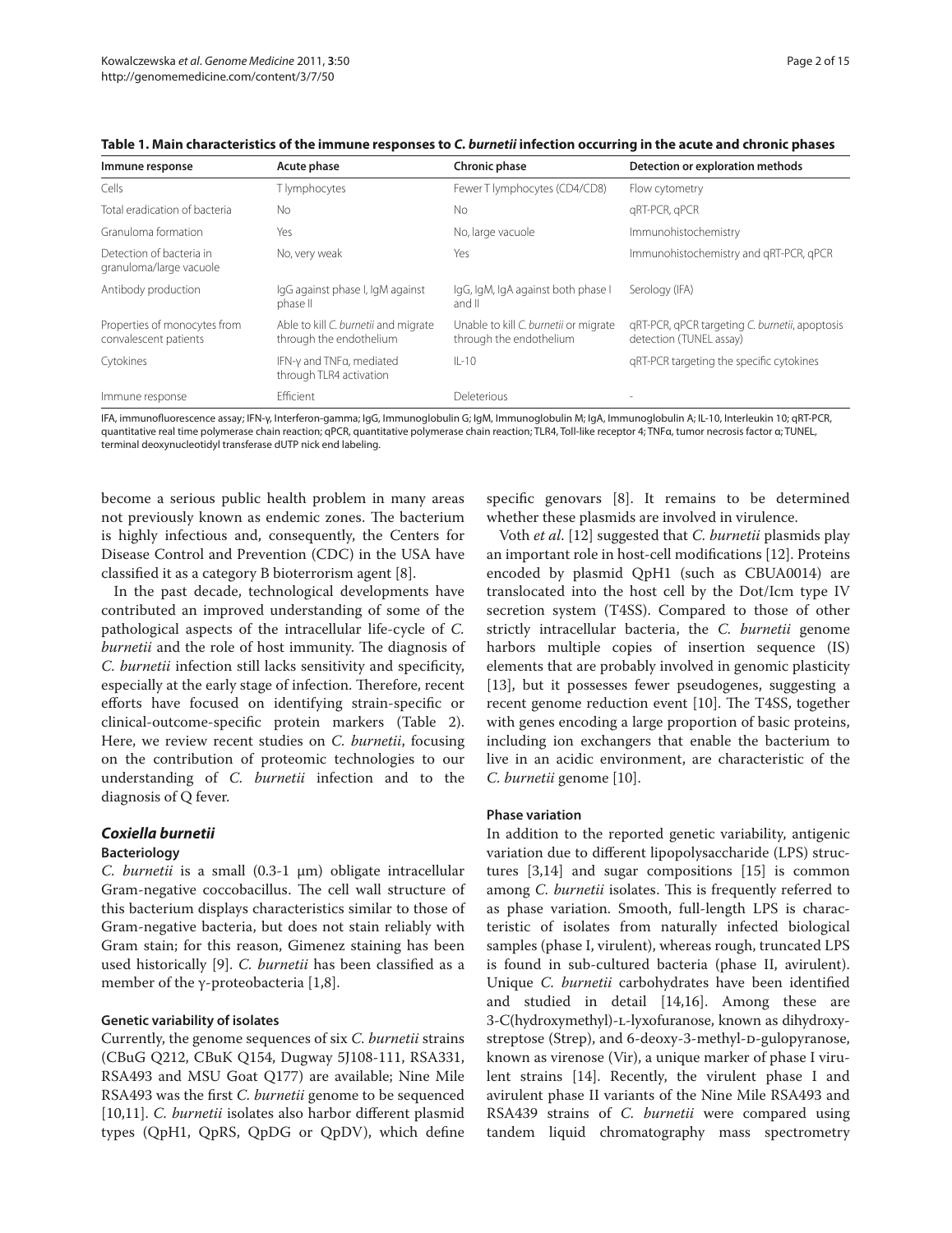**Table 1. Main characteristics of the immune responses to *C. burnetii* infection occurring in the acute and chronic phases**

| Immune response | Acute phase | Chronic phase | Detection or exploration methods |
|---|---|---|---|
| Cells | T lymphocytes | Fewer T lymphocytes (CD4/CD8) | Flow cytometry |
| Total eradication of bacteria | No | No | qRT-PCR, qPCR |
| Granuloma formation | Yes | No, large vacuole | Immunohistochemistry |
| Detection of bacteria in granuloma/large vacuole | No, very weak | Yes | Immunohistochemistry and qRT-PCR, qPCR |
| Antibody production | IgG against phase I, IgM against phase II | IgG, IgM, IgA against both phase I and II | Serology (IFA) |
| Properties of monocytes from convalescent patients | Able to kill *C. burnetii* and migrate through the endothelium | Unable to kill *C. burnetii* or migrate through the endothelium | qRT-PCR, qPCR targeting *C. burnetii*, apoptosis detection (TUNEL assay) |
| Cytokines | IFN-γ and TNFα, mediated through TLR4 activation | IL-10 | qRT-PCR targeting the specific cytokines |
| Immune response | Efficient | Deleterious | - |

IFA, immunofluorescence assay; IFN-γ, Interferon-gamma; IgG, Immunoglobulin G; IgM, Immunoglobulin M; IgA, Immunoglobulin A; IL-10, Interleukin 10; qRT-PCR, quantitative real time polymerase chain reaction; qPCR, quantitative polymerase chain reaction; TLR4, Toll-like receptor 4; TNFα, tumor necrosis factor α; TUNEL, terminal deoxynucleotidyl transferase dUTP nick end labeling.

become a serious public health problem in many areas not previously known as endemic zones. The bacterium is highly infectious and, consequently, the Centers for Disease Control and Prevention (CDC) in the USA have classified it as a category B bioterrorism agent [8].

In the past decade, technological developments have contributed an improved understanding of some of the pathological aspects of the intracellular life-cycle of *C. burnetii* and the role of host immunity. The diagnosis of *C. burnetii* infection still lacks sensitivity and specificity, especially at the early stage of infection. Therefore, recent efforts have focused on identifying strain-specific or clinical-outcome-specific protein markers (Table 2). Here, we review recent studies on *C. burnetii*, focusing on the contribution of proteomic technologies to our understanding of *C. burnetii* infection and to the diagnosis of Q fever.

## *Coxiella burnetii*

### Bacteriology

*C. burnetii* is a small (0.3-1 μm) obligate intracellular Gram-negative coccobacillus. The cell wall structure of this bacterium displays characteristics similar to those of Gram-negative bacteria, but does not stain reliably with Gram stain; for this reason, Gimenez staining has been used historically [9]. *C. burnetii* has been classified as a member of the γ-proteobacteria [1,8].

### Genetic variability of isolates

Currently, the genome sequences of six *C. burnetii* strains (CBuG Q212, CBuK Q154, Dugway 5J108-111, RSA331, RSA493 and MSU Goat Q177) are available; Nine Mile RSA493 was the first *C. burnetii* genome to be sequenced [10,11]. *C. burnetii* isolates also harbor different plasmid types (QpH1, QpRS, QpDG or QpDV), which define specific genovars [8]. It remains to be determined whether these plasmids are involved in virulence.

Voth *et al*. [12] suggested that *C. burnetii* plasmids play an important role in host-cell modifications [12]. Proteins encoded by plasmid QpH1 (such as CBUA0014) are translocated into the host cell by the Dot/Icm type IV secretion system (T4SS). Compared to those of other strictly intracellular bacteria, the *C. burnetii* genome harbors multiple copies of insertion sequence (IS) elements that are probably involved in genomic plasticity [13], but it possesses fewer pseudogenes, suggesting a recent genome reduction event [10]. The T4SS, together with genes encoding a large proportion of basic proteins, including ion exchangers that enable the bacterium to live in an acidic environment, are characteristic of the *C. burnetii* genome [10].

### Phase variation

In addition to the reported genetic variability, antigenic variation due to different lipopolysaccharide (LPS) structures [3,14] and sugar compositions [15] is common among *C. burnetii* isolates. This is frequently referred to as phase variation. Smooth, full-length LPS is characteristic of isolates from naturally infected biological samples (phase I, virulent), whereas rough, truncated LPS is found in sub-cultured bacteria (phase II, avirulent). Unique *C. burnetii* carbohydrates have been identified and studied in detail [14,16]. Among these are 3-C(hydroxymethyl)-L-lyxofuranose, known as dihydroxystreptose (Strep), and 6-deoxy-3-methyl-D-gulopyranose, known as virenose (Vir), a unique marker of phase I virulent strains [14]. Recently, the virulent phase I and avirulent phase II variants of the Nine Mile RSA493 and RSA439 strains of *C. burnetii* were compared using tandem liquid chromatography mass spectrometry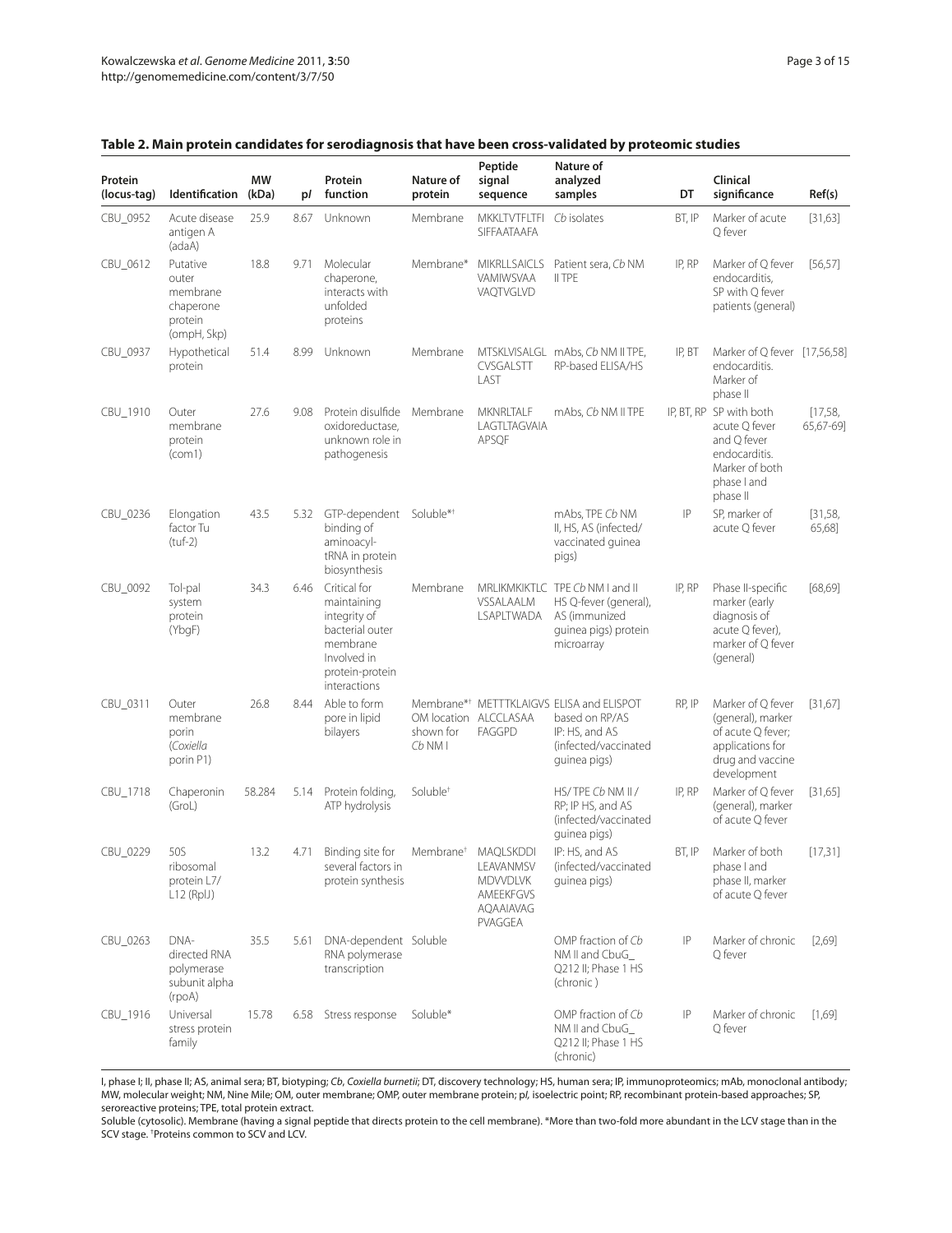**Table 2. Main protein candidates for serodiagnosis that have been cross-validated by proteomic studies**

| Protein (locus-tag) | Identification | MW (kDa) | p*I* | Protein function | Nature of protein | Peptide signal sequence | Nature of analyzed samples | DT | Clinical significance | Ref(s) |
|---|---|---|---|---|---|---|---|---|---|---|
| CBU_0952 | Acute disease antigen A (adaA) | 25.9 | 8.67 | Unknown | Membrane | MKKLTVTFLTFI SIFFAATAAFA | *Cb* isolates | BT, IP | Marker of acute Q fever | [31,63] |
| CBU_0612 | Putative outer membrane chaperone protein (ompH, Skp) | 18.8 | 9.71 | Molecular chaperone, interacts with unfolded proteins | Membrane* | MIKRLLSAICLS VAMIWSVAA VAQTVGLVD | Patient sera, *Cb* NM II TPE | IP, RP | Marker of Q fever endocarditis, SP with Q fever patients (general) | [56,57] |
| CBU_0937 | Hypothetical protein | 51.4 | 8.99 | Unknown | Membrane | MTSKLVISALGL CVSGALSTT LAST | mAbs, *Cb* NM II TPE, RP-based ELISA/HS | IP, BT | Marker of Q fever endocarditis. Marker of phase II | [17,56,58] |
| CBU_1910 | Outer membrane protein (com1) | 27.6 | 9.08 | Protein disulfide oxidoreductase, unknown role in pathogenesis | Membrane | MKNRLTALF LAGTLTAGVAIA APSQF | mAbs, *Cb* NM II TPE | IP, BT, RP | SP with both acute Q fever and Q fever endocarditis. Marker of both phase I and phase II | [17,58, 65,67-69] |
| CBU_0236 | Elongation factor Tu (tuf-2) | 43.5 | 5.32 | GTP-dependent binding of aminoacyl-tRNA in protein biosynthesis | Soluble*[†] | | mAbs, TPE *Cb* NM II, HS, AS (infected/vaccinated guinea pigs) | IP | SP, marker of acute Q fever | [31,58, 65,68] |
| CBU_0092 | Tol-pal system protein (YbgF) | 34.3 | 6.46 | Critical for maintaining integrity of bacterial outer membrane Involved in protein-protein interactions | Membrane | MRLIKMKIKTLC VSSALAALM LSAPLTWADA | TPE *Cb* NM I and II HS Q-fever (general), AS (immunized guinea pigs) protein microarray | IP, RP | Phase II-specific marker (early diagnosis of acute Q fever), marker of Q fever (general) | [68,69] |
| CBU_0311 | Outer membrane porin (*Coxiella* porin P1) | 26.8 | 8.44 | Able to form pore in lipid bilayers | Membrane*[†] OM location shown for *Cb* NM I | METTTKLAIGVS ALCCLASAA FAGGPD | ELISA and ELISPOT based on RP/AS IP: HS, and AS (infected/vaccinated guinea pigs) | RP, IP | Marker of Q fever (general), marker of acute Q fever; applications for drug and vaccine development | [31,67] |
| CBU_1718 | Chaperonin (GroL) | 58.284 | 5.14 | Protein folding, ATP hydrolysis | Soluble[†] | | HS/ TPE *Cb* NM II / RP; IP HS, and AS (infected/vaccinated guinea pigs) | IP, RP | Marker of Q fever (general), marker of acute Q fever | [31,65] |
| CBU_0229 | 50S ribosomal protein L7/ L12 (RplJ) | 13.2 | 4.71 | Binding site for several factors in protein synthesis | Membrane[†] | MAQLSKDDI LEAVANMSV MDVVDLVK AMEEKFGVS AQAAIAVAG PVAGGEA | IP: HS, and AS (infected/vaccinated guinea pigs) | BT, IP | Marker of both phase I and phase II, marker of acute Q fever | [17,31] |
| CBU_0263 | DNA-directed RNA polymerase subunit alpha (rpoA) | 35.5 | 5.61 | DNA-dependent RNA polymerase transcription | Soluble | | OMP fraction of *Cb* NM II and CbuG_ Q212 II; Phase 1 HS (chronic ) | IP | Marker of chronic Q fever | [2,69] |
| CBU_1916 | Universal stress protein family | 15.78 | 6.58 | Stress response | Soluble* | | OMP fraction of *Cb* NM II and CbuG_ Q212 II; Phase 1 HS (chronic) | IP | Marker of chronic Q fever | [1,69] |

I, phase I; II, phase II; AS, animal sera; BT, biotyping; *Cb*, *Coxiella burnetii*; DT, discovery technology; HS, human sera; IP, immunoproteomics; mAb, monoclonal antibody; MW, molecular weight; NM, Nine Mile; OM, outer membrane; OMP, outer membrane protein; p*I*, isoelectric point; RP, recombinant protein-based approaches; SP, seroreactive proteins; TPE, total protein extract.

Soluble (cytosolic). Membrane (having a signal peptide that directs protein to the cell membrane). *More than two-fold more abundant in the LCV stage than in the SCV stage. [†]Proteins common to SCV and LCV.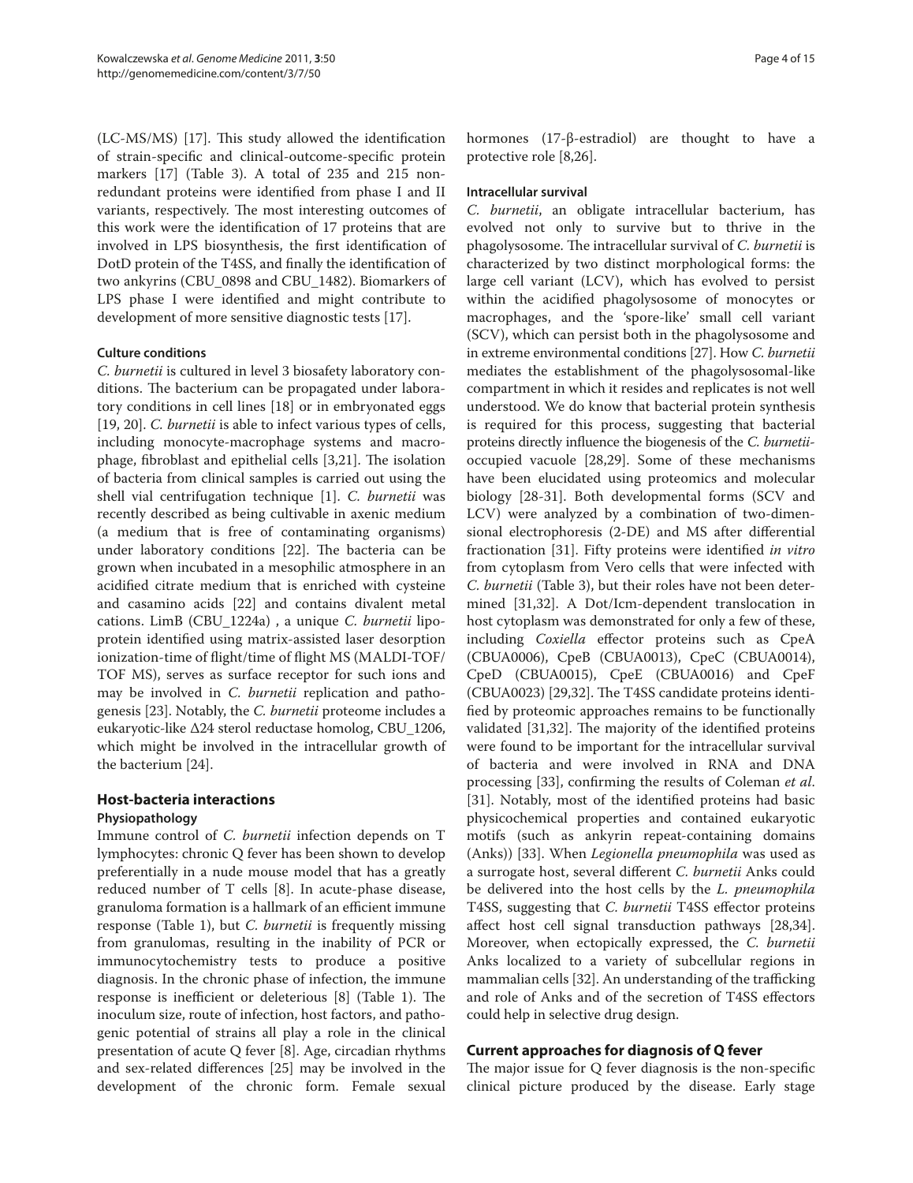(LC-MS/MS) [17]. This study allowed the identification of strain-specific and clinical-outcome-specific protein markers [17] (Table 3). A total of 235 and 215 non-redundant proteins were identified from phase I and II variants, respectively. The most interesting outcomes of this work were the identification of 17 proteins that are involved in LPS biosynthesis, the first identification of DotD protein of the T4SS, and finally the identification of two ankyrins (CBU_0898 and CBU_1482). Biomarkers of LPS phase I were identified and might contribute to development of more sensitive diagnostic tests [17].

#### Culture conditions

*C. burnetii* is cultured in level 3 biosafety laboratory conditions. The bacterium can be propagated under laboratory conditions in cell lines [18] or in embryonated eggs [19, 20]. *C. burnetii* is able to infect various types of cells, including monocyte-macrophage systems and macrophage, fibroblast and epithelial cells [3,21]. The isolation of bacteria from clinical samples is carried out using the shell vial centrifugation technique [1]. *C. burnetii* was recently described as being cultivable in axenic medium (a medium that is free of contaminating organisms) under laboratory conditions [22]. The bacteria can be grown when incubated in a mesophilic atmosphere in an acidified citrate medium that is enriched with cysteine and casamino acids [22] and contains divalent metal cations. LimB (CBU_1224a) , a unique *C. burnetii* lipoprotein identified using matrix-assisted laser desorption ionization-time of flight/time of flight MS (MALDI-TOF/TOF MS), serves as surface receptor for such ions and may be involved in *C. burnetii* replication and pathogenesis [23]. Notably, the *C. burnetii* proteome includes a eukaryotic-like Δ24 sterol reductase homolog, CBU_1206, which might be involved in the intracellular growth of the bacterium [24].

## Host-bacteria interactions

#### Physiopathology

Immune control of *C. burnetii* infection depends on T lymphocytes: chronic Q fever has been shown to develop preferentially in a nude mouse model that has a greatly reduced number of T cells [8]. In acute-phase disease, granuloma formation is a hallmark of an efficient immune response (Table 1), but *C. burnetii* is frequently missing from granulomas, resulting in the inability of PCR or immunocytochemistry tests to produce a positive diagnosis. In the chronic phase of infection, the immune response is inefficient or deleterious [8] (Table 1). The inoculum size, route of infection, host factors, and pathogenic potential of strains all play a role in the clinical presentation of acute Q fever [8]. Age, circadian rhythms and sex-related differences [25] may be involved in the development of the chronic form. Female sexual hormones (17-β-estradiol) are thought to have a protective role [8,26].

#### Intracellular survival

*C. burnetii*, an obligate intracellular bacterium, has evolved not only to survive but to thrive in the phagolysosome. The intracellular survival of *C. burnetii* is characterized by two distinct morphological forms: the large cell variant (LCV), which has evolved to persist within the acidified phagolysosome of monocytes or macrophages, and the 'spore-like' small cell variant (SCV), which can persist both in the phagolysosome and in extreme environmental conditions [27]. How *C. burnetii* mediates the establishment of the phagolysosomal-like compartment in which it resides and replicates is not well understood. We do know that bacterial protein synthesis is required for this process, suggesting that bacterial proteins directly influence the biogenesis of the *C. burnetii*-occupied vacuole [28,29]. Some of these mechanisms have been elucidated using proteomics and molecular biology [28-31]. Both developmental forms (SCV and LCV) were analyzed by a combination of two-dimensional electrophoresis (2-DE) and MS after differential fractionation [31]. Fifty proteins were identified *in vitro* from cytoplasm from Vero cells that were infected with *C. burnetii* (Table 3), but their roles have not been determined [31,32]. A Dot/Icm-dependent translocation in host cytoplasm was demonstrated for only a few of these, including *Coxiella* effector proteins such as CpeA (CBUA0006), CpeB (CBUA0013), CpeC (CBUA0014), CpeD (CBUA0015), CpeE (CBUA0016) and CpeF (CBUA0023) [29,32]. The T4SS candidate proteins identified by proteomic approaches remains to be functionally validated [31,32]. The majority of the identified proteins were found to be important for the intracellular survival of bacteria and were involved in RNA and DNA processing [33], confirming the results of Coleman *et al.* [31]. Notably, most of the identified proteins had basic physicochemical properties and contained eukaryotic motifs (such as ankyrin repeat-containing domains (Anks)) [33]. When *Legionella pneumophila* was used as a surrogate host, several different *C. burnetii* Anks could be delivered into the host cells by the *L. pneumophila* T4SS, suggesting that *C. burnetii* T4SS effector proteins affect host cell signal transduction pathways [28,34]. Moreover, when ectopically expressed, the *C. burnetii* Anks localized to a variety of subcellular regions in mammalian cells [32]. An understanding of the trafficking and role of Anks and of the secretion of T4SS effectors could help in selective drug design.

## Current approaches for diagnosis of Q fever

The major issue for Q fever diagnosis is the non-specific clinical picture produced by the disease. Early stage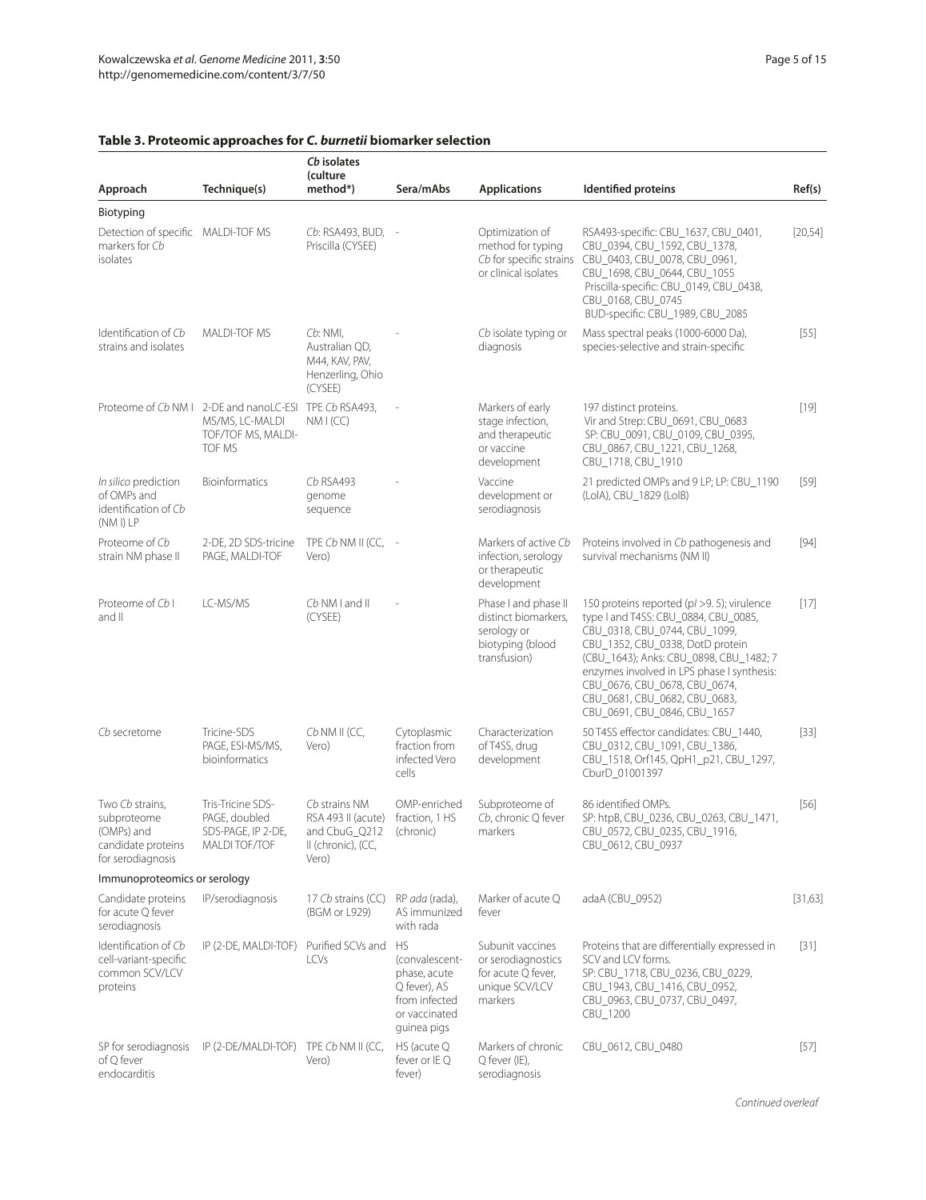**Table 3. Proteomic approaches for *C. burnetii* biomarker selection**

| Approach | Technique(s) | *Cb* isolates (culture method*) | Sera/mAbs | Applications | Identified proteins | Ref(s) |
|---|---|---|---|---|---|---|
| **Biotyping** | | | | | | |
| Detection of specific markers for *Cb* isolates | MALDI-TOF MS | *Cb*: RSA493, BUD, Priscilla (CYSEE) | - | Optimization of method for typing *Cb* for specific strains or clinical isolates | RSA493-specific: CBU_1637, CBU_0401, CBU_0394, CBU_1592, CBU_1378, CBU_0403, CBU_0078, CBU_0961, CBU_1698, CBU_0644, CBU_1055 Priscilla-specific: CBU_0149, CBU_0438, CBU_0168, CBU_0745 BUD-specific: CBU_1989, CBU_2085 | [20,54] |
| Identification of *Cb* strains and isolates | MALDI-TOF MS | *Cb*: NMI, Australian QD, M44, KAV, PAV, Henzerling, Ohio (CYSEE) | - | *Cb* isolate typing or diagnosis | Mass spectral peaks (1000-6000 Da), species-selective and strain-specific | [55] |
| Proteome of *Cb* NM I | 2-DE and nanoLC-ESI MS/MS, LC-MALDI TOF/TOF MS, MALDI-TOF MS | TPE *Cb* RSA493, NM I (CC) | - | Markers of early stage infection, and therapeutic or vaccine development | 197 distinct proteins. Vir and Strep: CBU_0691, CBU_0683 SP: CBU_0091, CBU_0109, CBU_0395, CBU_0867, CBU_1221, CBU_1268, CBU_1718, CBU_1910 | [19] |
| *In silico* prediction of OMPs and identification of *Cb* (NM I) LP | Bioinformatics | *Cb* RSA493 genome sequence | - | Vaccine development or serodiagnosis | 21 predicted OMPs and 9 LP; LP: CBU_1190 (LolA), CBU_1829 (LolB) | [59] |
| Proteome of *Cb* strain NM phase II | 2-DE, 2D SDS-tricine PAGE, MALDI-TOF | TPE *Cb* NM II (CC, Vero) | - | Markers of active *Cb* infection, serology or therapeutic development | Proteins involved in *Cb* pathogenesis and survival mechanisms (NM II) | [94] |
| Proteome of *Cb* I and II | LC-MS/MS | *Cb* NM I and II (CYSEE) | - | Phase I and phase II distinct biomarkers, serology or biotyping (blood transfusion) | 150 proteins reported (p*I* >9. 5); virulence type I and T4SS: CBU_0884, CBU_0085, CBU_0318, CBU_0744, CBU_1099, CBU_1352, CBU_0338, DotD protein (CBU_1643); Anks: CBU_0898, CBU_1482; 7 enzymes involved in LPS phase I synthesis: CBU_0676, CBU_0678, CBU_0674, CBU_0681, CBU_0682, CBU_0683, CBU_0691, CBU_0846, CBU_1657 | [17] |
| *Cb* secretome | Tricine-SDS PAGE, ESI-MS/MS, bioinformatics | *Cb* NM II (CC, Vero) | Cytoplasmic fraction from infected Vero cells | Characterization of T4SS, drug development | 50 T4SS effector candidates: CBU_1440, CBU_0312, CBU_1091, CBU_1386, CBU_1518, Orf145, QpH1_p21, CBU_1297, CburD_01001397 | [33] |
| Two *Cb* strains, subproteome (OMPs) and candidate proteins for serodiagnosis | Tris-Tricine SDS-PAGE, doubled SDS-PAGE, IP 2-DE, MALDI TOF/TOF | *Cb* strains NM RSA 493 II (acute) and CbuG_Q212 II (chronic), (CC, Vero) | OMP-enriched fraction, 1 HS (chronic) | Subproteome of *Cb*, chronic Q fever markers | 86 identified OMPs. SP: htpB, CBU_0236, CBU_0263, CBU_1471, CBU_0572, CBU_0235, CBU_1916, CBU_0612, CBU_0937 | [56] |
| **Immunoproteomics or serology** | | | | | | |
| Candidate proteins for acute Q fever serodiagnosis | IP/serodiagnosis | 17 *Cb* strains (CC) (BGM or L929) | RP *ada* (rada), AS immunized with rada | Marker of acute Q fever | adaA (CBU_0952) | [31,63] |
| Identification of *Cb* cell-variant-specific common SCV/LCV proteins | IP (2-DE, MALDI-TOF) | Purified SCVs and LCVs | HS (convalescent-phase, acute Q fever), AS from infected or vaccinated guinea pigs | Subunit vaccines or serodiagnostics for acute Q fever, unique SCV/LCV markers | Proteins that are differentially expressed in SCV and LCV forms. SP: CBU_1718, CBU_0236, CBU_0229, CBU_1943, CBU_1416, CBU_0952, CBU_0963, CBU_0737, CBU_0497, CBU_1200 | [31] |
| SP for serodiagnosis of Q fever endocarditis | IP (2-DE/MALDI-TOF) | TPE *Cb* NM II (CC, Vero) | HS (acute Q fever or IE Q fever) | Markers of chronic Q fever (IE), serodiagnosis | CBU_0612, CBU_0480 | [57] |

*Continued overleaf*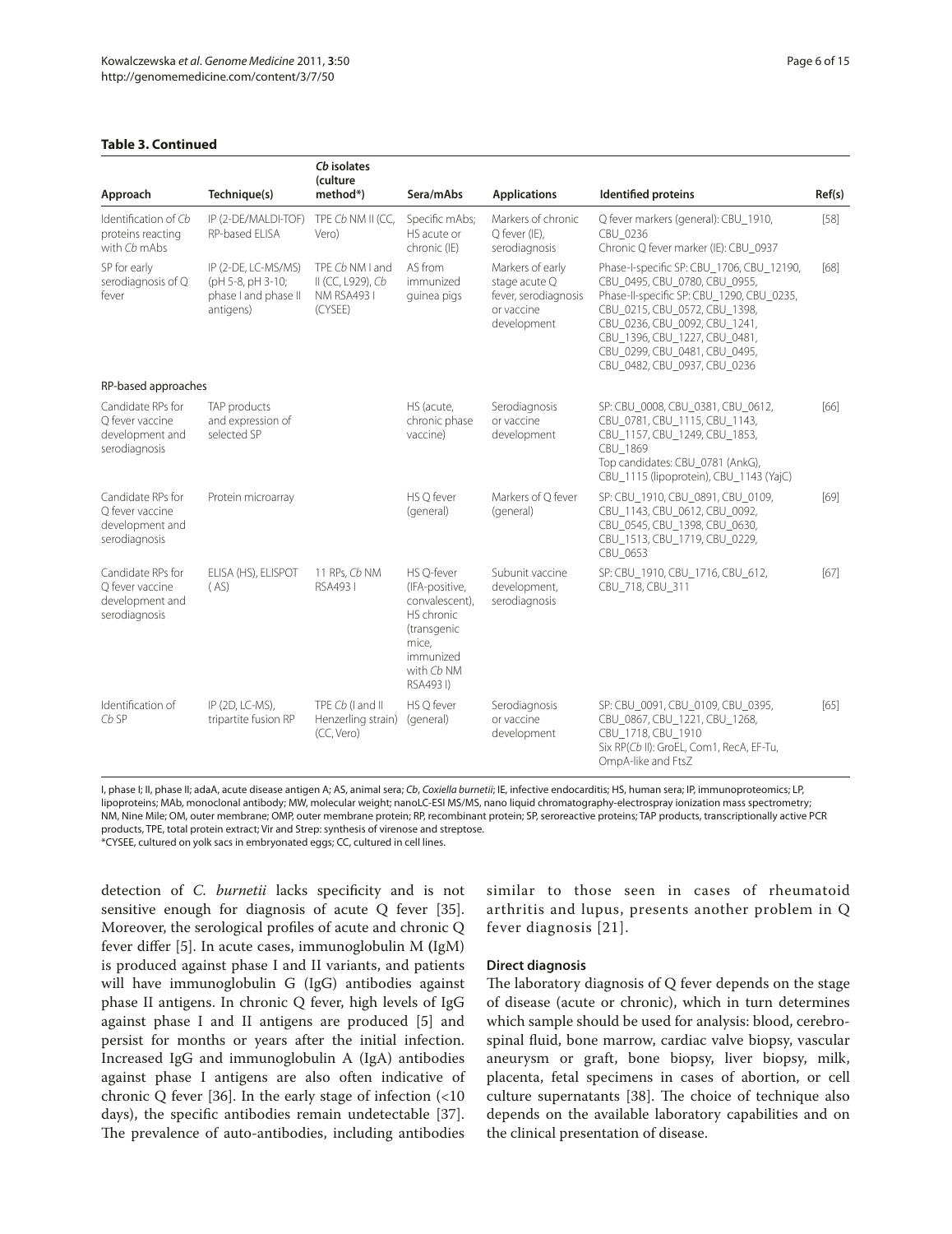**Table 3. Continued**

| Approach | Technique(s) | *Cb* isolates (culture method*) | Sera/mAbs | Applications | Identified proteins | Ref(s) |
|---|---|---|---|---|---|---|
| Identification of *Cb* proteins reacting with *Cb* mAbs | IP (2-DE/MALDI-TOF) RP-based ELISA | TPE *Cb* NM II (CC, Vero) | Specific mAbs; HS acute or chronic (IE) | Markers of chronic Q fever (IE), serodiagnosis | Q fever markers (general): CBU_1910, CBU_0236<br>Chronic Q fever marker (IE): CBU_0937 | [58] |
| SP for early serodiagnosis of Q fever | IP (2-DE, LC-MS/MS) (pH 5-8, pH 3-10; phase I and phase II antigens) | TPE *Cb* NM I and II (CC, L929), *Cb* NM RSA493 I (CYSEE) | AS from immunized guinea pigs | Markers of early stage acute Q fever, serodiagnosis or vaccine development | Phase-I-specific SP: CBU_1706, CBU_12190, CBU_0495, CBU_0780, CBU_0955,<br>Phase-II-specific SP: CBU_1290, CBU_0235, CBU_0215, CBU_0572, CBU_1398, CBU_0236, CBU_0092, CBU_1241, CBU_1396, CBU_1227, CBU_0481, CBU_0299, CBU_0481, CBU_0495, CBU_0482, CBU_0937, CBU_0236 | [68] |
| RP-based approaches | | | | | | |
| Candidate RPs for Q fever vaccine development and serodiagnosis | TAP products and expression of selected SP | | HS (acute, chronic phase vaccine) | Serodiagnosis or vaccine development | SP: CBU_0008, CBU_0381, CBU_0612, CBU_0781, CBU_1115, CBU_1143, CBU_1157, CBU_1249, CBU_1853, CBU_1869<br>Top candidates: CBU_0781 (AnkG), CBU_1115 (lipoprotein), CBU_1143 (YajC) | [66] |
| Candidate RPs for Q fever vaccine development and serodiagnosis | Protein microarray | | HS Q fever (general) | Markers of Q fever (general) | SP: CBU_1910, CBU_0891, CBU_0109, CBU_1143, CBU_0612, CBU_0092, CBU_0545, CBU_1398, CBU_0630, CBU_1513, CBU_1719, CBU_0229, CBU_0653 | [69] |
| Candidate RPs for Q fever vaccine development and serodiagnosis | ELISA (HS), ELISPOT (AS) | 11 RPs, *Cb* NM RSA493 I | HS Q-fever (IFA-positive, convalescent), HS chronic (transgenic mice, immunized with *Cb* NM RSA493 I) | Subunit vaccine development, serodiagnosis | SP: CBU_1910, CBU_1716, CBU_612, CBU_718, CBU_311 | [67] |
| Identification of *Cb* SP | IP (2D, LC-MS), tripartite fusion RP | TPE *Cb* (I and II Henzerling strain) (CC, Vero) | HS Q fever (general) | Serodiagnosis or vaccine development | SP: CBU_0091, CBU_0109, CBU_0395, CBU_0867, CBU_1221, CBU_1268, CBU_1718, CBU_1910<br>Six RP(*Cb* II): GroEL, Com1, RecA, EF-Tu, OmpA-like and FtsZ | [65] |

I, phase I; II, phase II; adaA, acute disease antigen A; AS, animal sera; *Cb*, *Coxiella burnetii*; IE, infective endocarditis; HS, human sera; IP, immunoproteomics; LP, lipoproteins; MAb, monoclonal antibody; MW, molecular weight; nanoLC-ESI MS/MS, nano liquid chromatography-electrospray ionization mass spectrometry; NM, Nine Mile; OM, outer membrane; OMP, outer membrane protein; RP, recombinant protein; SP, seroreactive proteins; TAP products, transcriptionally active PCR products, TPE, total protein extract; Vir and Strep: synthesis of virenose and streptose.
*CYSEE, cultured on yolk sacs in embryonated eggs; CC, cultured in cell lines.

detection of *C. burnetii* lacks specificity and is not sensitive enough for diagnosis of acute Q fever [35]. Moreover, the serological profiles of acute and chronic Q fever differ [5]. In acute cases, immunoglobulin M (IgM) is produced against phase I and II variants, and patients will have immunoglobulin G (IgG) antibodies against phase II antigens. In chronic Q fever, high levels of IgG against phase I and II antigens are produced [5] and persist for months or years after the initial infection. Increased IgG and immunoglobulin A (IgA) antibodies against phase I antigens are also often indicative of chronic Q fever [36]. In the early stage of infection (<10 days), the specific antibodies remain undetectable [37]. The prevalence of auto-antibodies, including antibodies similar to those seen in cases of rheumatoid arthritis and lupus, presents another problem in Q fever diagnosis [21].

#### Direct diagnosis

The laboratory diagnosis of Q fever depends on the stage of disease (acute or chronic), which in turn determines which sample should be used for analysis: blood, cerebrospinal fluid, bone marrow, cardiac valve biopsy, vascular aneurysm or graft, bone biopsy, liver biopsy, milk, placenta, fetal specimens in cases of abortion, or cell culture supernatants [38]. The choice of technique also depends on the available laboratory capabilities and on the clinical presentation of disease.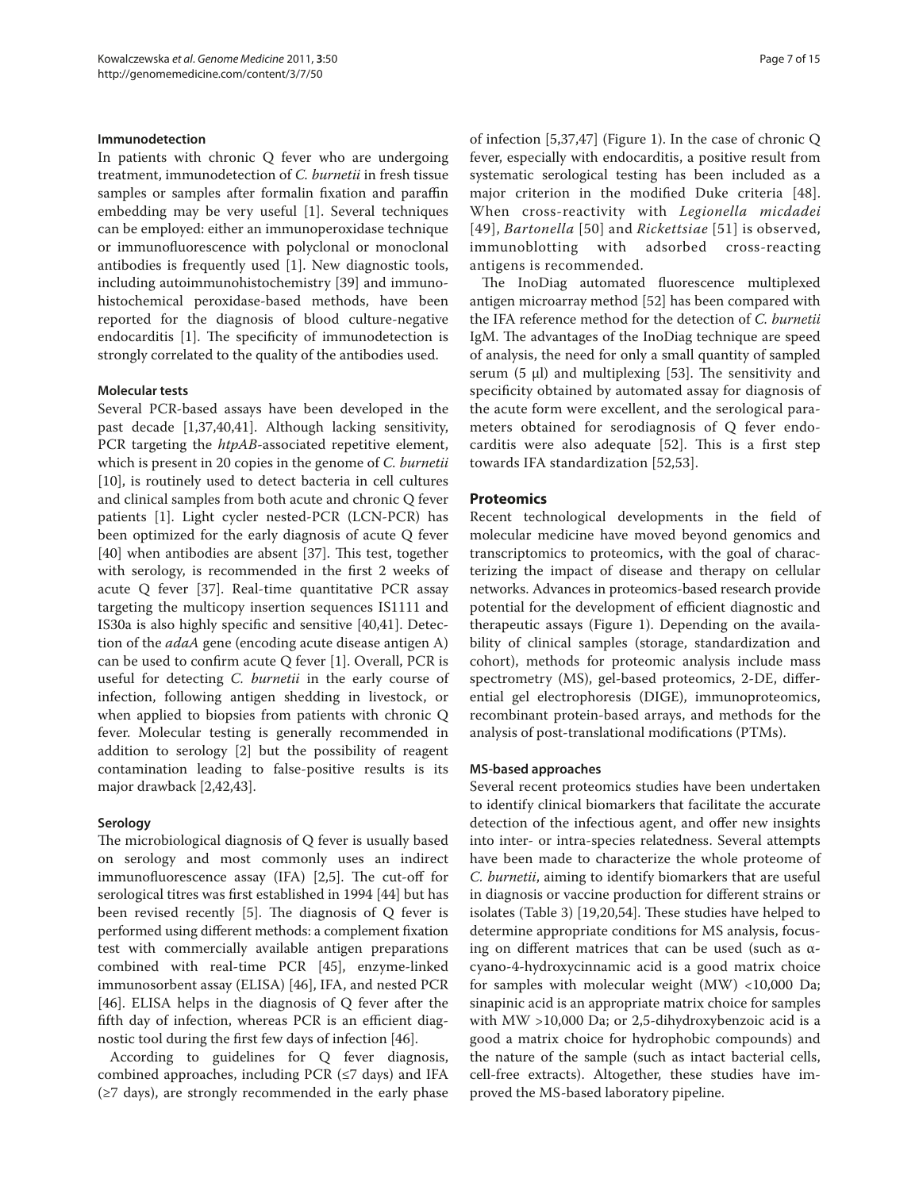### Immunodetection

In patients with chronic Q fever who are undergoing treatment, immunodetection of *C. burnetii* in fresh tissue samples or samples after formalin fixation and paraffin embedding may be very useful [1]. Several techniques can be employed: either an immunoperoxidase technique or immunofluorescence with polyclonal or monoclonal antibodies is frequently used [1]. New diagnostic tools, including autoimmunohistochemistry [39] and immunohistochemical peroxidase-based methods, have been reported for the diagnosis of blood culture-negative endocarditis [1]. The specificity of immunodetection is strongly correlated to the quality of the antibodies used.

### Molecular tests

Several PCR-based assays have been developed in the past decade [1,37,40,41]. Although lacking sensitivity, PCR targeting the *htpAB*-associated repetitive element, which is present in 20 copies in the genome of *C. burnetii* [10], is routinely used to detect bacteria in cell cultures and clinical samples from both acute and chronic Q fever patients [1]. Light cycler nested-PCR (LCN-PCR) has been optimized for the early diagnosis of acute Q fever [40] when antibodies are absent [37]. This test, together with serology, is recommended in the first 2 weeks of acute Q fever [37]. Real-time quantitative PCR assay targeting the multicopy insertion sequences IS1111 and IS30a is also highly specific and sensitive [40,41]. Detection of the *adaA* gene (encoding acute disease antigen A) can be used to confirm acute Q fever [1]. Overall, PCR is useful for detecting *C. burnetii* in the early course of infection, following antigen shedding in livestock, or when applied to biopsies from patients with chronic Q fever. Molecular testing is generally recommended in addition to serology [2] but the possibility of reagent contamination leading to false-positive results is its major drawback [2,42,43].

### Serology

The microbiological diagnosis of Q fever is usually based on serology and most commonly uses an indirect immunofluorescence assay (IFA) [2,5]. The cut-off for serological titres was first established in 1994 [44] but has been revised recently [5]. The diagnosis of Q fever is performed using different methods: a complement fixation test with commercially available antigen preparations combined with real-time PCR [45], enzyme-linked immunosorbent assay (ELISA) [46], IFA, and nested PCR [46]. ELISA helps in the diagnosis of Q fever after the fifth day of infection, whereas PCR is an efficient diagnostic tool during the first few days of infection [46].

According to guidelines for Q fever diagnosis, combined approaches, including PCR (≤7 days) and IFA (≥7 days), are strongly recommended in the early phase of infection [5,37,47] (Figure 1). In the case of chronic Q fever, especially with endocarditis, a positive result from systematic serological testing has been included as a major criterion in the modified Duke criteria [48]. When cross-reactivity with *Legionella micdadei* [49], *Bartonella* [50] and *Rickettsiae* [51] is observed, immunoblotting with adsorbed cross-reacting antigens is recommended.

The InoDiag automated fluorescence multiplexed antigen microarray method [52] has been compared with the IFA reference method for the detection of *C. burnetii* IgM. The advantages of the InoDiag technique are speed of analysis, the need for only a small quantity of sampled serum (5 μl) and multiplexing [53]. The sensitivity and specificity obtained by automated assay for diagnosis of the acute form were excellent, and the serological parameters obtained for serodiagnosis of Q fever endocarditis were also adequate [52]. This is a first step towards IFA standardization [52,53].

## Proteomics

Recent technological developments in the field of molecular medicine have moved beyond genomics and transcriptomics to proteomics, with the goal of characterizing the impact of disease and therapy on cellular networks. Advances in proteomics-based research provide potential for the development of efficient diagnostic and therapeutic assays (Figure 1). Depending on the availability of clinical samples (storage, standardization and cohort), methods for proteomic analysis include mass spectrometry (MS), gel-based proteomics, 2-DE, differential gel electrophoresis (DIGE), immunoproteomics, recombinant protein-based arrays, and methods for the analysis of post-translational modifications (PTMs).

### MS-based approaches

Several recent proteomics studies have been undertaken to identify clinical biomarkers that facilitate the accurate detection of the infectious agent, and offer new insights into inter- or intra-species relatedness. Several attempts have been made to characterize the whole proteome of *C. burnetii*, aiming to identify biomarkers that are useful in diagnosis or vaccine production for different strains or isolates (Table 3) [19,20,54]. These studies have helped to determine appropriate conditions for MS analysis, focusing on different matrices that can be used (such as α-cyano-4-hydroxycinnamic acid is a good matrix choice for samples with molecular weight (MW) <10,000 Da; sinapinic acid is an appropriate matrix choice for samples with MW >10,000 Da; or 2,5-dihydroxybenzoic acid is a good a matrix choice for hydrophobic compounds) and the nature of the sample (such as intact bacterial cells, cell-free extracts). Altogether, these studies have improved the MS-based laboratory pipeline.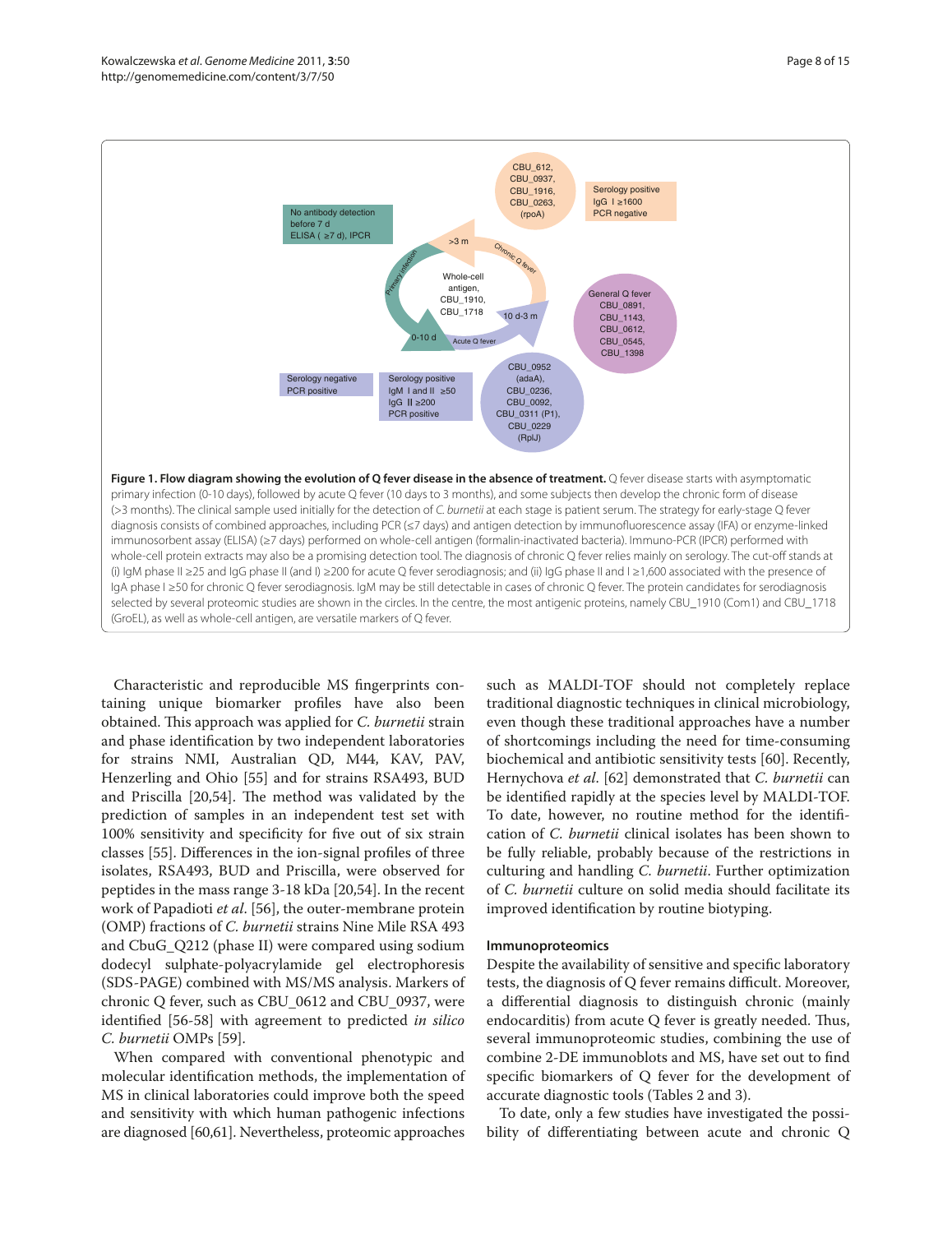**Figure 1. Flow diagram showing the evolution of Q fever disease in the absence of treatment.** Q fever disease starts with asymptomatic primary infection (0-10 days), followed by acute Q fever (10 days to 3 months), and some subjects then develop the chronic form of disease (>3 months). The clinical sample used initially for the detection of *C. burnetii* at each stage is patient serum. The strategy for early-stage Q fever diagnosis consists of combined approaches, including PCR (≤7 days) and antigen detection by immunofluorescence assay (IFA) or enzyme-linked immunosorbent assay (ELISA) (≥7 days) performed on whole-cell antigen (formalin-inactivated bacteria). Immuno-PCR (IPCR) performed with whole-cell protein extracts may also be a promising detection tool. The diagnosis of chronic Q fever relies mainly on serology. The cut-off stands at (i) IgM phase II ≥25 and IgG phase II (and I) ≥200 for acute Q fever serodiagnosis; and (ii) IgG phase II and I ≥1,600 associated with the presence of IgA phase I ≥50 for chronic Q fever serodiagnosis. IgM may be still detectable in cases of chronic Q fever. The protein candidates for serodiagnosis selected by several proteomic studies are shown in the circles. In the centre, the most antigenic proteins, namely CBU_1910 (Com1) and CBU_1718 (GroEL), as well as whole-cell antigen, are versatile markers of Q fever.

Characteristic and reproducible MS fingerprints containing unique biomarker profiles have also been obtained. This approach was applied for *C. burnetii* strain and phase identification by two independent laboratories for strains NMI, Australian QD, M44, KAV, PAV, Henzerling and Ohio [55] and for strains RSA493, BUD and Priscilla [20,54]. The method was validated by the prediction of samples in an independent test set with 100% sensitivity and specificity for five out of six strain classes [55]. Differences in the ion-signal profiles of three isolates, RSA493, BUD and Priscilla, were observed for peptides in the mass range 3-18 kDa [20,54]. In the recent work of Papadioti *et al*. [56], the outer-membrane protein (OMP) fractions of *C. burnetii* strains Nine Mile RSA 493 and CbuG_Q212 (phase II) were compared using sodium dodecyl sulphate-polyacrylamide gel electrophoresis (SDS-PAGE) combined with MS/MS analysis. Markers of chronic Q fever, such as CBU_0612 and CBU_0937, were identified [56-58] with agreement to predicted *in silico C. burnetii* OMPs [59].

When compared with conventional phenotypic and molecular identification methods, the implementation of MS in clinical laboratories could improve both the speed and sensitivity with which human pathogenic infections are diagnosed [60,61]. Nevertheless, proteomic approaches such as MALDI-TOF should not completely replace traditional diagnostic techniques in clinical microbiology, even though these traditional approaches have a number of shortcomings including the need for time-consuming biochemical and antibiotic sensitivity tests [60]. Recently, Hernychova *et al*. [62] demonstrated that *C. burnetii* can be identified rapidly at the species level by MALDI-TOF. To date, however, no routine method for the identification of *C. burnetii* clinical isolates has been shown to be fully reliable, probably because of the restrictions in culturing and handling *C. burnetii*. Further optimization of *C. burnetii* culture on solid media should facilitate its improved identification by routine biotyping.

#### Immunoproteomics

Despite the availability of sensitive and specific laboratory tests, the diagnosis of Q fever remains difficult. Moreover, a differential diagnosis to distinguish chronic (mainly endocarditis) from acute Q fever is greatly needed. Thus, several immunoproteomic studies, combining the use of combine 2-DE immunoblots and MS, have set out to find specific biomarkers of Q fever for the development of accurate diagnostic tools (Tables 2 and 3).

To date, only a few studies have investigated the possibility of differentiating between acute and chronic Q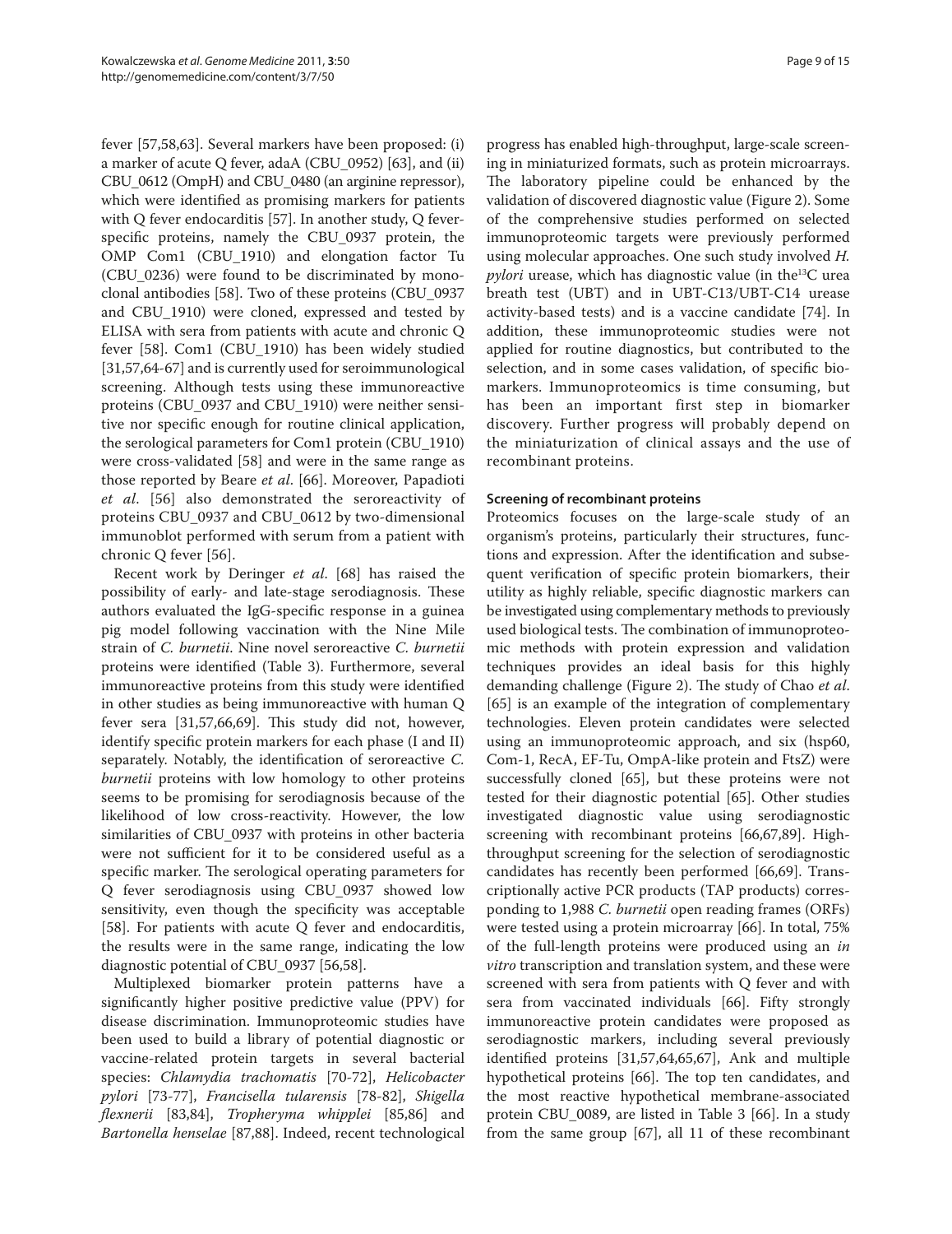fever [57,58,63]. Several markers have been proposed: (i) a marker of acute Q fever, adaA (CBU_0952) [63], and (ii) CBU_0612 (OmpH) and CBU_0480 (an arginine repressor), which were identified as promising markers for patients with Q fever endocarditis [57]. In another study, Q fever-specific proteins, namely the CBU_0937 protein, the OMP Com1 (CBU_1910) and elongation factor Tu (CBU_0236) were found to be discriminated by monoclonal antibodies [58]. Two of these proteins (CBU_0937 and CBU_1910) were cloned, expressed and tested by ELISA with sera from patients with acute and chronic Q fever [58]. Com1 (CBU_1910) has been widely studied [31,57,64-67] and is currently used for seroimmunological screening. Although tests using these immunoreactive proteins (CBU_0937 and CBU_1910) were neither sensitive nor specific enough for routine clinical application, the serological parameters for Com1 protein (CBU_1910) were cross-validated [58] and were in the same range as those reported by Beare *et al*. [66]. Moreover, Papadioti *et al*. [56] also demonstrated the seroreactivity of proteins CBU_0937 and CBU_0612 by two-dimensional immunoblot performed with serum from a patient with chronic Q fever [56].

Recent work by Deringer *et al*. [68] has raised the possibility of early- and late-stage serodiagnosis. These authors evaluated the IgG-specific response in a guinea pig model following vaccination with the Nine Mile strain of *C. burnetii*. Nine novel seroreactive *C. burnetii* proteins were identified (Table 3). Furthermore, several immunoreactive proteins from this study were identified in other studies as being immunoreactive with human Q fever sera [31,57,66,69]. This study did not, however, identify specific protein markers for each phase (I and II) separately. Notably, the identification of seroreactive *C. burnetii* proteins with low homology to other proteins seems to be promising for serodiagnosis because of the likelihood of low cross-reactivity. However, the low similarities of CBU_0937 with proteins in other bacteria were not sufficient for it to be considered useful as a specific marker. The serological operating parameters for Q fever serodiagnosis using CBU_0937 showed low sensitivity, even though the specificity was acceptable [58]. For patients with acute Q fever and endocarditis, the results were in the same range, indicating the low diagnostic potential of CBU_0937 [56,58].

Multiplexed biomarker protein patterns have a significantly higher positive predictive value (PPV) for disease discrimination. Immunoproteomic studies have been used to build a library of potential diagnostic or vaccine-related protein targets in several bacterial species: *Chlamydia trachomatis* [70-72], *Helicobacter pylori* [73-77], *Francisella tularensis* [78-82], *Shigella flexnerii* [83,84], *Tropheryma whipplei* [85,86] and *Bartonella henselae* [87,88]. Indeed, recent technological progress has enabled high-throughput, large-scale screening in miniaturized formats, such as protein microarrays. The laboratory pipeline could be enhanced by the validation of discovered diagnostic value (Figure 2). Some of the comprehensive studies performed on selected immunoproteomic targets were previously performed using molecular approaches. One such study involved *H. pylori* urease, which has diagnostic value (in the $^{13}$C urea breath test (UBT) and in UBT-C13/UBT-C14 urease activity-based tests) and is a vaccine candidate [74]. In addition, these immunoproteomic studies were not applied for routine diagnostics, but contributed to the selection, and in some cases validation, of specific biomarkers. Immunoproteomics is time consuming, but has been an important first step in biomarker discovery. Further progress will probably depend on the miniaturization of clinical assays and the use of recombinant proteins.

### Screening of recombinant proteins

Proteomics focuses on the large-scale study of an organism's proteins, particularly their structures, functions and expression. After the identification and subsequent verification of specific protein biomarkers, their utility as highly reliable, specific diagnostic markers can be investigated using complementary methods to previously used biological tests. The combination of immunoproteomic methods with protein expression and validation techniques provides an ideal basis for this highly demanding challenge (Figure 2). The study of Chao *et al*. [65] is an example of the integration of complementary technologies. Eleven protein candidates were selected using an immunoproteomic approach, and six (hsp60, Com-1, RecA, EF-Tu, OmpA-like protein and FtsZ) were successfully cloned [65], but these proteins were not tested for their diagnostic potential [65]. Other studies investigated diagnostic value using serodiagnostic screening with recombinant proteins [66,67,89]. High-throughput screening for the selection of serodiagnostic candidates has recently been performed [66,69]. Transcriptionally active PCR products (TAP products) corresponding to 1,988 *C. burnetii* open reading frames (ORFs) were tested using a protein microarray [66]. In total, 75% of the full-length proteins were produced using an *in vitro* transcription and translation system, and these were screened with sera from patients with Q fever and with sera from vaccinated individuals [66]. Fifty strongly immunoreactive protein candidates were proposed as serodiagnostic markers, including several previously identified proteins [31,57,64,65,67], Ank and multiple hypothetical proteins [66]. The top ten candidates, and the most reactive hypothetical membrane-associated protein CBU_0089, are listed in Table 3 [66]. In a study from the same group [67], all 11 of these recombinant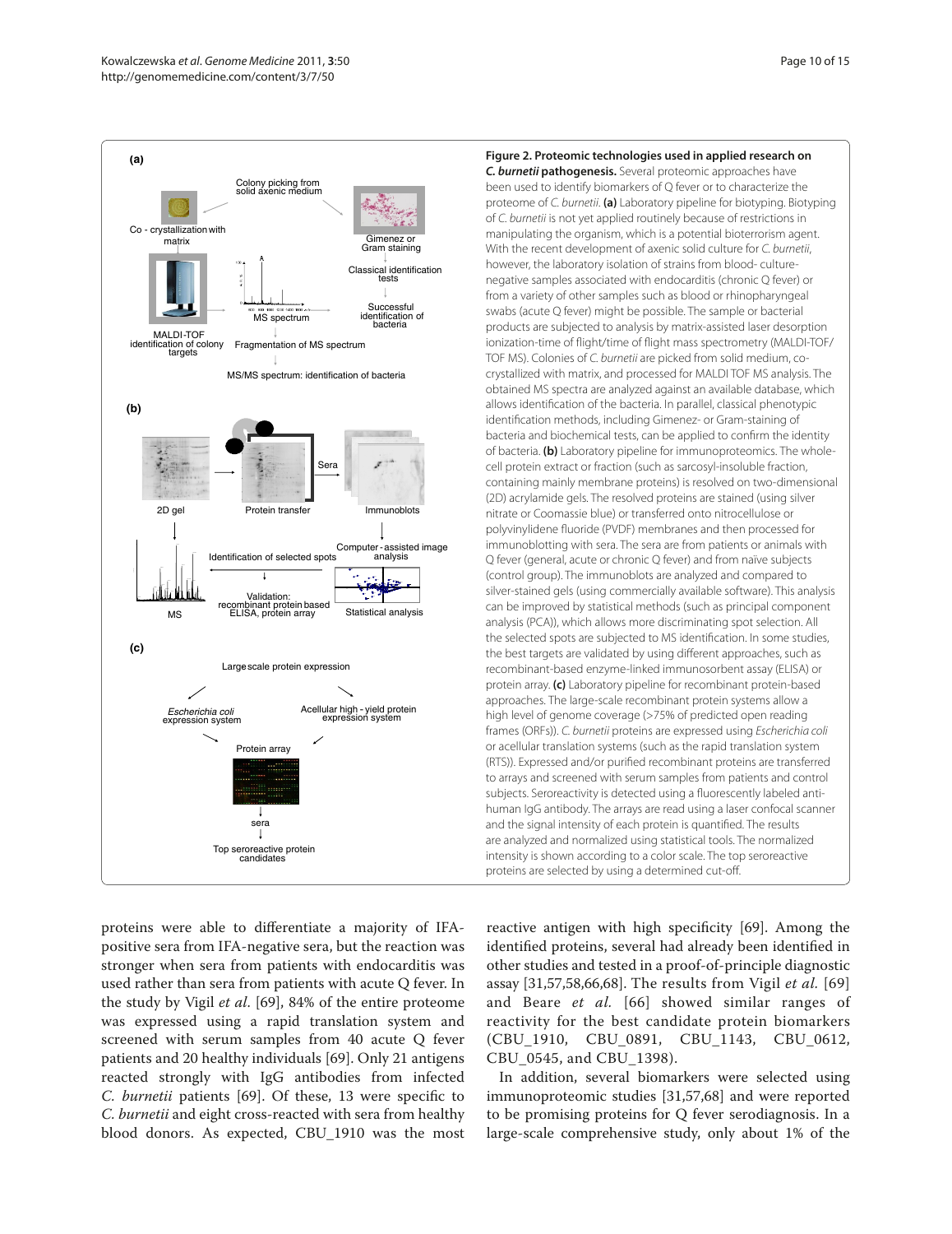(a)

Colony picking from solid axenic medium

Co - crystallization with matrix

Gimenez or Gram staining

Classical identification tests

Successful identification of bacteria

MS spectrum

MALDI-TOF identification of colony targets

Fragmentation of MS spectrum

MS/MS spectrum: identification of bacteria

(b)

2D gel

Protein transfer

Sera

Immunoblots

Computer - assisted image analysis

Identification of selected spots

Validation: recombinant protein based ELISA, protein array

MS

Statistical analysis

(c)

Large scale protein expression

*Escherichia coli* expression system

Acellular high - yield protein expression system

Protein array

sera

Top seroreactive protein candidates

**Figure 2. Proteomic technologies used in applied research on *C. burnetii* pathogenesis.** Several proteomic approaches have been used to identify biomarkers of Q fever or to characterize the proteome of *C. burnetii*. **(a)** Laboratory pipeline for biotyping. Biotyping of *C. burnetii* is not yet applied routinely because of restrictions in manipulating the organism, which is a potential bioterrorism agent. With the recent development of axenic solid culture for *C. burnetii*, however, the laboratory isolation of strains from blood- culture-negative samples associated with endocarditis (chronic Q fever) or from a variety of other samples such as blood or rhinopharyngeal swabs (acute Q fever) might be possible. The sample or bacterial products are subjected to analysis by matrix-assisted laser desorption ionization-time of flight/time of flight mass spectrometry (MALDI-TOF/TOF MS). Colonies of *C. burnetii* are picked from solid medium, co-crystallized with matrix, and processed for MALDI TOF MS analysis. The obtained MS spectra are analyzed against an available database, which allows identification of the bacteria. In parallel, classical phenotypic identification methods, including Gimenez- or Gram-staining of bacteria and biochemical tests, can be applied to confirm the identity of bacteria. **(b)** Laboratory pipeline for immunoproteomics. The whole-cell protein extract or fraction (such as sarcosyl-insoluble fraction, containing mainly membrane proteins) is resolved on two-dimensional (2D) acrylamide gels. The resolved proteins are stained (using silver nitrate or Coomassie blue) or transferred onto nitrocellulose or polyvinylidene fluoride (PVDF) membranes and then processed for immunoblotting with sera. The sera are from patients or animals with Q fever (general, acute or chronic Q fever) and from naïve subjects (control group). The immunoblots are analyzed and compared to silver-stained gels (using commercially available software). This analysis can be improved by statistical methods (such as principal component analysis (PCA)), which allows more discriminating spot selection. All the selected spots are subjected to MS identification. In some studies, the best targets are validated by using different approaches, such as recombinant-based enzyme-linked immunosorbent assay (ELISA) or protein array. **(c)** Laboratory pipeline for recombinant protein-based approaches. The large-scale recombinant protein systems allow a high level of genome coverage (>75% of predicted open reading frames (ORFs)). *C. burnetii* proteins are expressed using *Escherichia coli* or acellular translation systems (such as the rapid translation system (RTS)). Expressed and/or purified recombinant proteins are transferred to arrays and screened with serum samples from patients and control subjects. Seroreactivity is detected using a fluorescently labeled anti-human IgG antibody. The arrays are read using a laser confocal scanner and the signal intensity of each protein is quantified. The results are analyzed and normalized using statistical tools. The normalized intensity is shown according to a color scale. The top seroreactive proteins are selected by using a determined cut-off.

proteins were able to differentiate a majority of IFA-positive sera from IFA-negative sera, but the reaction was stronger when sera from patients with endocarditis was used rather than sera from patients with acute Q fever. In the study by Vigil *et al*. [69], 84% of the entire proteome was expressed using a rapid translation system and screened with serum samples from 40 acute Q fever patients and 20 healthy individuals [69]. Only 21 antigens reacted strongly with IgG antibodies from infected *C. burnetii* patients [69]. Of these, 13 were specific to *C. burnetii* and eight cross-reacted with sera from healthy blood donors. As expected, CBU_1910 was the most reactive antigen with high specificity [69]. Among the identified proteins, several had already been identified in other studies and tested in a proof-of-principle diagnostic assay [31,57,58,66,68]. The results from Vigil *et al*. [69] and Beare *et al*. [66] showed similar ranges of reactivity for the best candidate protein biomarkers (CBU_1910, CBU_0891, CBU_1143, CBU_0612, CBU_0545, and CBU_1398).

In addition, several biomarkers were selected using immunoproteomic studies [31,57,68] and were reported to be promising proteins for Q fever serodiagnosis. In a large-scale comprehensive study, only about 1% of the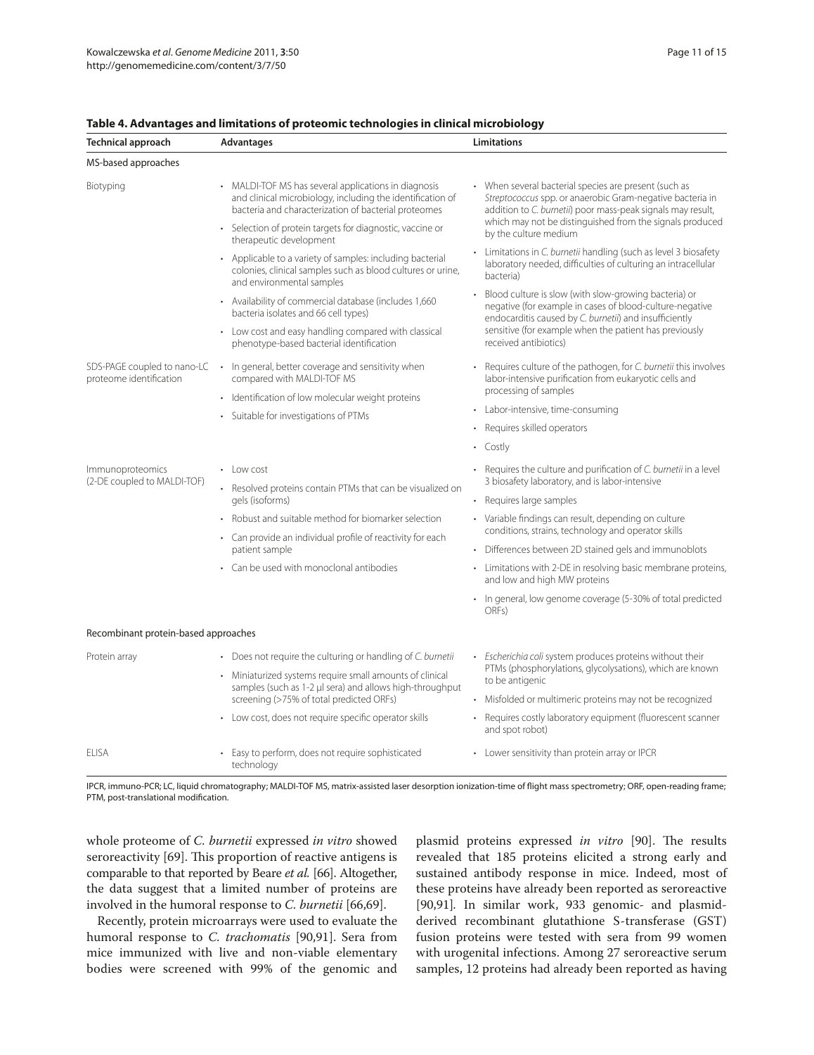**Table 4. Advantages and limitations of proteomic technologies in clinical microbiology**

| Technical approach | Advantages | Limitations |
|---|---|---|
| MS-based approaches | | |
| Biotyping | • MALDI-TOF MS has several applications in diagnosis and clinical microbiology, including the identification of bacteria and characterization of bacterial proteomes<br>• Selection of protein targets for diagnostic, vaccine or therapeutic development<br>• Applicable to a variety of samples: including bacterial colonies, clinical samples such as blood cultures or urine, and environmental samples<br>• Availability of commercial database (includes 1,660 bacteria isolates and 66 cell types)<br>• Low cost and easy handling compared with classical phenotype-based bacterial identification | • When several bacterial species are present (such as *Streptococcus* spp. or anaerobic Gram-negative bacteria in addition to *C. burnetii*) poor mass-peak signals may result, which may not be distinguished from the signals produced by the culture medium<br>• Limitations in *C. burnetii* handling (such as level 3 biosafety laboratory needed, difficulties of culturing an intracellular bacteria)<br>• Blood culture is slow (with slow-growing bacteria) or negative (for example in cases of blood-culture-negative endocarditis caused by *C. burnetii*) and insufficiently sensitive (for example when the patient has previously received antibiotics) |
| SDS-PAGE coupled to nano-LC proteome identification | • In general, better coverage and sensitivity when compared with MALDI-TOF MS<br>• Identification of low molecular weight proteins<br>• Suitable for investigations of PTMs | • Requires culture of the pathogen, for *C. burnetii* this involves labor-intensive purification from eukaryotic cells and processing of samples<br>• Labor-intensive, time-consuming<br>• Requires skilled operators<br>• Costly |
| Immunoproteomics (2-DE coupled to MALDI-TOF) | • Low cost<br>• Resolved proteins contain PTMs that can be visualized on gels (isoforms)<br>• Robust and suitable method for biomarker selection<br>• Can provide an individual profile of reactivity for each patient sample<br>• Can be used with monoclonal antibodies | • Requires the culture and purification of *C. burnetii* in a level 3 biosafety laboratory, and is labor-intensive<br>• Requires large samples<br>• Variable findings can result, depending on culture conditions, strains, technology and operator skills<br>• Differences between 2D stained gels and immunoblots<br>• Limitations with 2-DE in resolving basic membrane proteins, and low and high MW proteins<br>• In general, low genome coverage (5-30% of total predicted ORFs) |
| Recombinant protein-based approaches | | |
| Protein array | • Does not require the culturing or handling of *C. burnetii*<br>• Miniaturized systems require small amounts of clinical samples (such as 1-2 µl sera) and allows high-throughput screening (>75% of total predicted ORFs)<br>• Low cost, does not require specific operator skills | • *Escherichia coli* system produces proteins without their PTMs (phosphorylations, glycolysations), which are known to be antigenic<br>• Misfolded or multimeric proteins may not be recognized<br>• Requires costly laboratory equipment (fluorescent scanner and spot robot) |
| ELISA | • Easy to perform, does not require sophisticated technology | • Lower sensitivity than protein array or IPCR |

IPCR, immuno-PCR; LC, liquid chromatography; MALDI-TOF MS, matrix-assisted laser desorption ionization-time of flight mass spectrometry; ORF, open-reading frame; PTM, post-translational modification.

whole proteome of *C. burnetii* expressed *in vitro* showed seroreactivity [69]. This proportion of reactive antigens is comparable to that reported by Beare *et al.* [66]. Altogether, the data suggest that a limited number of proteins are involved in the humoral response to *C. burnetii* [66,69].

Recently, protein microarrays were used to evaluate the humoral response to *C. trachomatis* [90,91]. Sera from mice immunized with live and non-viable elementary bodies were screened with 99% of the genomic and plasmid proteins expressed *in vitro* [90]. The results revealed that 185 proteins elicited a strong early and sustained antibody response in mice. Indeed, most of these proteins have already been reported as seroreactive [90,91]. In similar work, 933 genomic- and plasmid-derived recombinant glutathione S-transferase (GST) fusion proteins were tested with sera from 99 women with urogenital infections. Among 27 seroreactive serum samples, 12 proteins had already been reported as having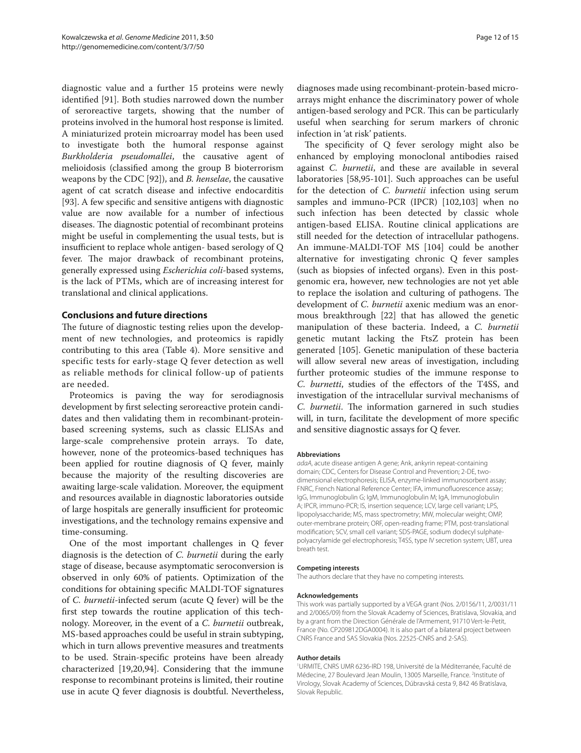diagnostic value and a further 15 proteins were newly identified [91]. Both studies narrowed down the number of seroreactive targets, showing that the number of proteins involved in the humoral host response is limited. A miniaturized protein microarray model has been used to investigate both the humoral response against *Burkholderia pseudomallei*, the causative agent of melioidosis (classified among the group B bioterrorism weapons by the CDC [92]), and *B. henselae*, the causative agent of cat scratch disease and infective endocarditis [93]. A few specific and sensitive antigens with diagnostic value are now available for a number of infectious diseases. The diagnostic potential of recombinant proteins might be useful in complementing the usual tests, but is insufficient to replace whole antigen- based serology of Q fever. The major drawback of recombinant proteins, generally expressed using *Escherichia coli*-based systems, is the lack of PTMs, which are of increasing interest for translational and clinical applications.

## Conclusions and future directions

The future of diagnostic testing relies upon the development of new technologies, and proteomics is rapidly contributing to this area (Table 4). More sensitive and specific tests for early-stage Q fever detection as well as reliable methods for clinical follow-up of patients are needed.

Proteomics is paving the way for serodiagnosis development by first selecting seroreactive protein candidates and then validating them in recombinant-protein-based screening systems, such as classic ELISAs and large-scale comprehensive protein arrays. To date, however, none of the proteomics-based techniques has been applied for routine diagnosis of Q fever, mainly because the majority of the resulting discoveries are awaiting large-scale validation. Moreover, the equipment and resources available in diagnostic laboratories outside of large hospitals are generally insufficient for proteomic investigations, and the technology remains expensive and time-consuming.

One of the most important challenges in Q fever diagnosis is the detection of *C. burnetii* during the early stage of disease, because asymptomatic seroconversion is observed in only 60% of patients. Optimization of the conditions for obtaining specific MALDI-TOF signatures of *C. burnetii*-infected serum (acute Q fever) will be the first step towards the routine application of this technology. Moreover, in the event of a *C. burnetii* outbreak, MS-based approaches could be useful in strain subtyping, which in turn allows preventive measures and treatments to be used. Strain-specific proteins have been already characterized [19,20,94]. Considering that the immune response to recombinant proteins is limited, their routine use in acute Q fever diagnosis is doubtful. Nevertheless, diagnoses made using recombinant-protein-based microarrays might enhance the discriminatory power of whole antigen-based serology and PCR. This can be particularly useful when searching for serum markers of chronic infection in 'at risk' patients.

The specificity of Q fever serology might also be enhanced by employing monoclonal antibodies raised against *C. burnetii*, and these are available in several laboratories [58,95-101]. Such approaches can be useful for the detection of *C. burnetii* infection using serum samples and immuno-PCR (IPCR) [102,103] when no such infection has been detected by classic whole antigen-based ELISA. Routine clinical applications are still needed for the detection of intracellular pathogens. An immune-MALDI-TOF MS [104] could be another alternative for investigating chronic Q fever samples (such as biopsies of infected organs). Even in this post-genomic era, however, new technologies are not yet able to replace the isolation and culturing of pathogens. The development of *C. burnetii* axenic medium was an enormous breakthrough [22] that has allowed the genetic manipulation of these bacteria. Indeed, a *C. burnetii* genetic mutant lacking the FtsZ protein has been generated [105]. Genetic manipulation of these bacteria will allow several new areas of investigation, including further proteomic studies of the immune response to *C. burnetti*, studies of the effectors of the T4SS, and investigation of the intracellular survival mechanisms of *C. burnetii*. The information garnered in such studies will, in turn, facilitate the development of more specific and sensitive diagnostic assays for Q fever.

#### Abbreviations

*adaA*, acute disease antigen A gene; Ank, ankyrin repeat-containing domain; CDC, Centers for Disease Control and Prevention; 2-DE, two-dimensional electrophoresis; ELISA, enzyme-linked immunosorbent assay; FNRC, French National Reference Center; IFA, immunofluorescence assay; IgG, Immunoglobulin G; IgM, Immunoglobulin M; IgA, Immunoglobulin A; IPCR, immuno-PCR; IS, insertion sequence; LCV, large cell variant; LPS, lipopolysaccharide; MS, mass spectrometry; MW, molecular weight; OMP, outer-membrane protein; ORF, open-reading frame; PTM, post-translational modification; SCV, small cell variant; SDS-PAGE, sodium dodecyl sulphate-polyacrylamide gel electrophoresis; T4SS, type IV secretion system; UBT, urea breath test.

#### Competing interests

The authors declare that they have no competing interests.

#### Acknowledgements

This work was partially supported by a VEGA grant (Nos. 2/0156/11, 2/0031/11 and 2/0065/09) from the Slovak Academy of Sciences, Bratislava, Slovakia, and by a grant from the Direction Générale de l'Armement, 91710 Vert-le-Petit, France (No. CP209812DGA0004). It is also part of a bilateral project between CNRS France and SAS Slovakia (Nos. 22525-CNRS and 2-SAS).

#### Author details

[1]URMITE, CNRS UMR 6236-IRD 198, Université de la Méditerranée, Faculté de Médecine, 27 Boulevard Jean Moulin, 13005 Marseille, France. [2]Institute of Virology, Slovak Academy of Sciences, Dúbravská cesta 9, 842 46 Bratislava, Slovak Republic.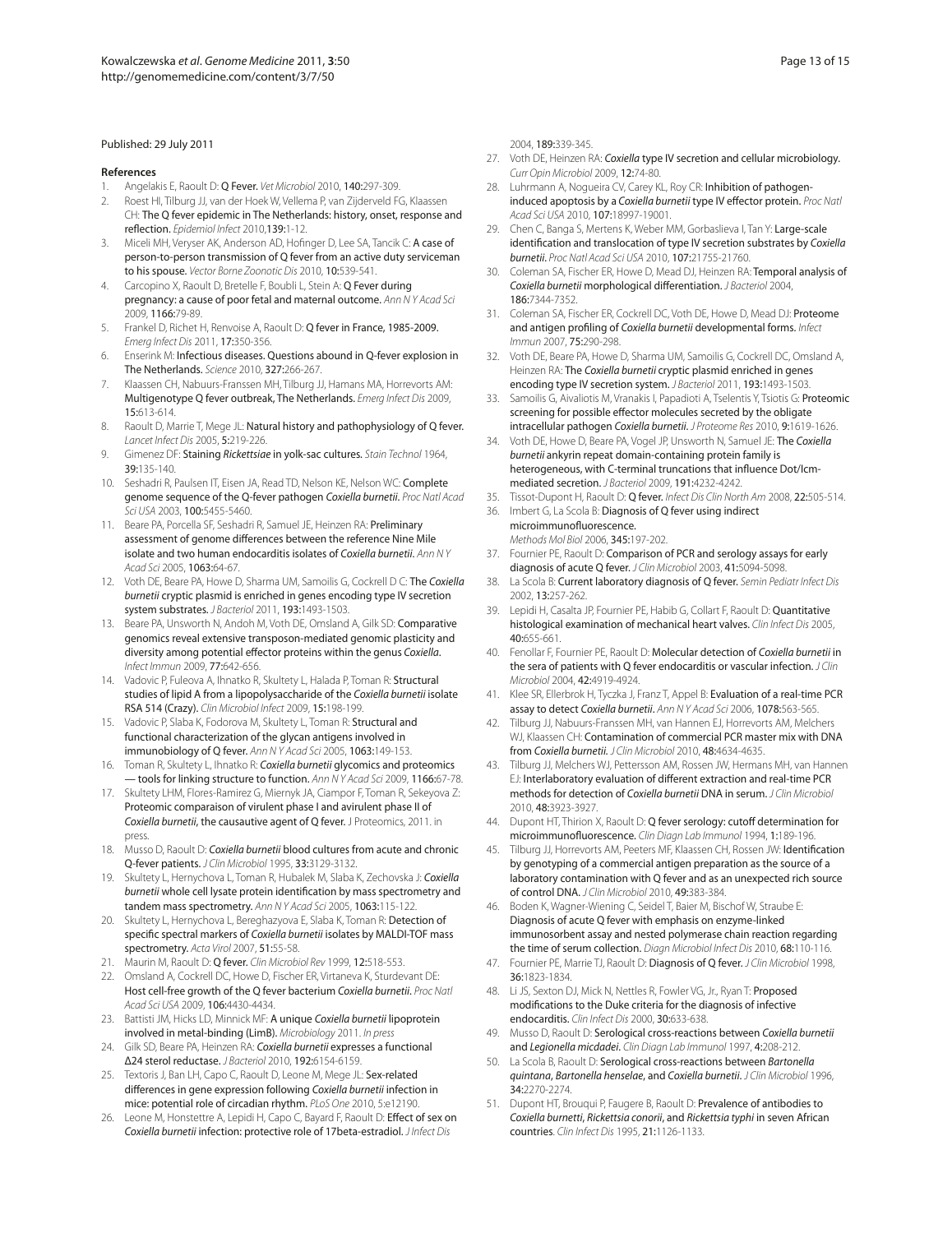Published: 29 July 2011

## References

1. Angelakis E, Raoult D: **Q Fever.** *Vet Microbiol* 2010, **140:**297-309.
2. Roest HI, Tilburg JJ, van der Hoek W, Vellema P, van Zijderveld FG, Klaassen CH: **The Q fever epidemic in The Netherlands: history, onset, response and reflection.** *Epidemiol Infect* 2010,**139:**1-12.
3. Miceli MH, Veryser AK, Anderson AD, Hofinger D, Lee SA, Tancik C: **A case of person-to-person transmission of Q fever from an active duty serviceman to his spouse.** *Vector Borne Zoonotic Dis* 2010, **10:**539-541.
4. Carcopino X, Raoult D, Bretelle F, Boubli L, Stein A: **Q Fever during pregnancy: a cause of poor fetal and maternal outcome.** *Ann N Y Acad Sci* 2009, **1166:**79-89.
5. Frankel D, Richet H, Renvoise A, Raoult D: **Q fever in France, 1985-2009.** *Emerg Infect Dis* 2011, **17:**350-356.
6. Enserink M: **Infectious diseases. Questions abound in Q-fever explosion in The Netherlands.** *Science* 2010, **327:**266-267.
7. Klaassen CH, Nabuurs-Franssen MH, Tilburg JJ, Hamans MA, Horrevorts AM: **Multigenotype Q fever outbreak, The Netherlands.** *Emerg Infect Dis* 2009, **15:**613-614.
8. Raoult D, Marrie T, Mege JL: **Natural history and pathophysiology of Q fever.** *Lancet Infect Dis* 2005, **5:**219-226.
9. Gimenez DF: **Staining *Rickettsiae* in yolk-sac cultures.** *Stain Technol* 1964, **39:**135-140.
10. Seshadri R, Paulsen IT, Eisen JA, Read TD, Nelson KE, Nelson WC: **Complete genome sequence of the Q-fever pathogen *Coxiella burnetii*.** *Proc Natl Acad Sci USA* 2003, **100:**5455-5460.
11. Beare PA, Porcella SF, Seshadri R, Samuel JE, Heinzen RA: **Preliminary assessment of genome differences between the reference Nine Mile isolate and two human endocarditis isolates of *Coxiella burnetii*.** *Ann N Y Acad Sci* 2005, **1063:**64-67.
12. Voth DE, Beare PA, Howe D, Sharma UM, Samoilis G, Cockrell D C: **The *Coxiella burnetii* cryptic plasmid is enriched in genes encoding type IV secretion system substrates.** *J Bacteriol* 2011, **193:**1493-1503.
13. Beare PA, Unsworth N, Andoh M, Voth DE, Omsland A, Gilk SD: **Comparative genomics reveal extensive transposon-mediated genomic plasticity and diversity among potential effector proteins within the genus *Coxiella*.** *Infect Immun* 2009, **77:**642-656.
14. Vadovic P, Fuleova A, Ihnatko R, Skultety L, Halada P, Toman R: **Structural studies of lipid A from a lipopolysaccharide of the *Coxiella burnetii* isolate RSA 514 (Crazy).** *Clin Microbiol Infect* 2009, **15:**198-199.
15. Vadovic P, Slaba K, Fodorova M, Skultety L, Toman R: **Structural and functional characterization of the glycan antigens involved in immunobiology of Q fever.** *Ann N Y Acad Sci* 2005, **1063:**149-153.
16. Toman R, Skultety L, Ihnatko R: ***Coxiella burnetii* glycomics and proteomics — tools for linking structure to function.** *Ann N Y Acad Sci* 2009, **1166:**67-78.
17. Skultety LHM, Flores-Ramirez G, Miernyk JA, Ciampor F, Toman R, Sekeyova Z: **Proteomic comparaison of virulent phase I and avirulent phase II of *Coxiella burnetii*, the causative agent of Q fever.** J Proteomics, 2011. in press.
18. Musso D, Raoult D: ***Coxiella burnetii* blood cultures from acute and chronic Q-fever patients.** *J Clin Microbiol* 1995, **33:**3129-3132.
19. Skultety L, Hernychova L, Toman R, Hubalek M, Slaba K, Zechovska J: ***Coxiella burnetii* whole cell lysate protein identification by mass spectrometry and tandem mass spectrometry.** *Ann N Y Acad Sci* 2005, **1063:**115-122.
20. Skultety L, Hernychova L, Bereghazyova E, Slaba K, Toman R: **Detection of specific spectral markers of *Coxiella burnetii* isolates by MALDI-TOF mass spectrometry.** *Acta Virol* 2007, **51:**55-58.
21. Maurin M, Raoult D: **Q fever.** *Clin Microbiol Rev* 1999, **12:**518-553.
22. Omsland A, Cockrell DC, Howe D, Fischer ER, Virtaneva K, Sturdevant DE: **Host cell-free growth of the Q fever bacterium *Coxiella burnetii*.** *Proc Natl Acad Sci USA* 2009, **106:**4430-4434.
23. Battisti JM, Hicks LD, Minnick MF: **A unique *Coxiella burnetii* lipoprotein involved in metal-binding (LimB).** *Microbiology* 2011. *In press*
24. Gilk SD, Beare PA, Heinzen RA: ***Coxiella burnetii* expresses a functional Δ24 sterol reductase.** *J Bacteriol* 2010, **192:**6154-6159.
25. Textoris J, Ban LH, Capo C, Raoult D, Leone M, Mege JL: **Sex-related differences in gene expression following *Coxiella burnetii* infection in mice: potential role of circadian rhythm.** *PLoS One* 2010, 5:e12190.
26. Leone M, Honstettre A, Lepidi H, Capo C, Bayard F, Raoult D: **Effect of sex on *Coxiella burnetii* infection: protective role of 17beta-estradiol.** *J Infect Dis* 2004, **189:**339-345.
27. Voth DE, Heinzen RA: ***Coxiella* type IV secretion and cellular microbiology.** *Curr Opin Microbiol* 2009, **12:**74-80.
28. Luhrmann A, Nogueira CV, Carey KL, Roy CR: **Inhibition of pathogen-induced apoptosis by a *Coxiella burnetii* type IV effector protein.** *Proc Natl Acad Sci USA* 2010, **107:**18997-19001.
29. Chen C, Banga S, Mertens K, Weber MM, Gorbaslieva I, Tan Y: **Large-scale identification and translocation of type IV secretion substrates by *Coxiella burnetii*.** *Proc Natl Acad Sci USA* 2010, **107:**21755-21760.
30. Coleman SA, Fischer ER, Howe D, Mead DJ, Heinzen RA: **Temporal analysis of *Coxiella burnetii* morphological differentiation.** *J Bacteriol* 2004, **186:**7344-7352.
31. Coleman SA, Fischer ER, Cockrell DC, Voth DE, Howe D, Mead DJ: **Proteome and antigen profiling of *Coxiella burnetii* developmental forms.** *Infect Immun* 2007, **75:**290-298.
32. Voth DE, Beare PA, Howe D, Sharma UM, Samoilis G, Cockrell DC, Omsland A, Heinzen RA: **The *Coxiella burnetii* cryptic plasmid enriched in genes encoding type IV secretion system.** *J Bacteriol* 2011, **193:**1493-1503.
33. Samoilis G, Aivaliotis M, Vranakis I, Papadioti A, Tselentis Y, Tsiotis G: **Proteomic screening for possible effector molecules secreted by the obligate intracellular pathogen *Coxiella burnetii*.** *J Proteome Res* 2010, **9:**1619-1626.
34. Voth DE, Howe D, Beare PA, Vogel JP, Unsworth N, Samuel JE: **The *Coxiella burnetii* ankyrin repeat domain-containing protein family is heterogeneous, with C-terminal truncations that influence Dot/Icm-mediated secretion.** *J Bacteriol* 2009, **191:**4232-4242.
35. Tissot-Dupont H, Raoult D: **Q fever.** *Infect Dis Clin North Am* 2008, **22:**505-514.
36. Imbert G, La Scola B: **Diagnosis of Q fever using indirect microimmunofluorescence.** *Methods Mol Biol* 2006, **345:**197-202.
37. Fournier PE, Raoult D: **Comparison of PCR and serology assays for early diagnosis of acute Q fever.** *J Clin Microbiol* 2003, **41:**5094-5098.
38. La Scola B: **Current laboratory diagnosis of Q fever.** *Semin Pediatr Infect Dis* 2002, **13:**257-262.
39. Lepidi H, Casalta JP, Fournier PE, Habib G, Collart F, Raoult D: **Quantitative histological examination of mechanical heart valves.** *Clin Infect Dis* 2005, **40:**655-661.
40. Fenollar F, Fournier PE, Raoult D: **Molecular detection of *Coxiella burnetii* in the sera of patients with Q fever endocarditis or vascular infection.** *J Clin Microbiol* 2004, **42:**4919-4924.
41. Klee SR, Ellerbrok H, Tyczka J, Franz T, Appel B: **Evaluation of a real-time PCR assay to detect *Coxiella burnetii*.** *Ann N Y Acad Sci* 2006, **1078:**563-565.
42. Tilburg JJ, Nabuurs-Franssen MH, van Hannen EJ, Horrevorts AM, Melchers WJ, Klaassen CH: **Contamination of commercial PCR master mix with DNA from *Coxiella burnetii*.** *J Clin Microbiol* 2010, **48:**4634-4635.
43. Tilburg JJ, Melchers WJ, Pettersson AM, Rossen JW, Hermans MH, van Hannen EJ: **Interlaboratory evaluation of different extraction and real-time PCR methods for detection of *Coxiella burnetii* DNA in serum.** *J Clin Microbiol* 2010, **48:**3923-3927.
44. Dupont HT, Thirion X, Raoult D: **Q fever serology: cutoff determination for microimmunofluorescence.** *Clin Diagn Lab Immunol* 1994, **1:**189-196.
45. Tilburg JJ, Horrevorts AM, Peeters MF, Klaassen CH, Rossen JW: **Identification by genotyping of a commercial antigen preparation as the source of a laboratory contamination with Q fever and as an unexpected rich source of control DNA.** *J Clin Microbiol* 2010, **49:**383-384.
46. Boden K, Wagner-Wiening C, Seidel T, Baier M, Bischof W, Straube E: **Diagnosis of acute Q fever with emphasis on enzyme-linked immunosorbent assay and nested polymerase chain reaction regarding the time of serum collection.** *Diagn Microbiol Infect Dis* 2010, **68:**110-116.
47. Fournier PE, Marrie TJ, Raoult D: **Diagnosis of Q fever.** *J Clin Microbiol* 1998, **36:**1823-1834.
48. Li JS, Sexton DJ, Mick N, Nettles R, Fowler VG, Jr., Ryan T: **Proposed modifications to the Duke criteria for the diagnosis of infective endocarditis.** *Clin Infect Dis* 2000, **30:**633-638.
49. Musso D, Raoult D: **Serological cross-reactions between *Coxiella burnetii* and *Legionella micdadei*.** *Clin Diagn Lab Immunol* 1997, **4:**208-212.
50. La Scola B, Raoult D: **Serological cross-reactions between *Bartonella quintana*, *Bartonella henselae*, and *Coxiella burnetii*.** *J Clin Microbiol* 1996, **34:**2270-2274.
51. Dupont HT, Brouqui P, Faugere B, Raoult D: **Prevalence of antibodies to *Coxiella burnetti*, *Rickettsia conorii*, and *Rickettsia typhi* in seven African countries.** *Clin Infect Dis* 1995, **21:**1126-1133.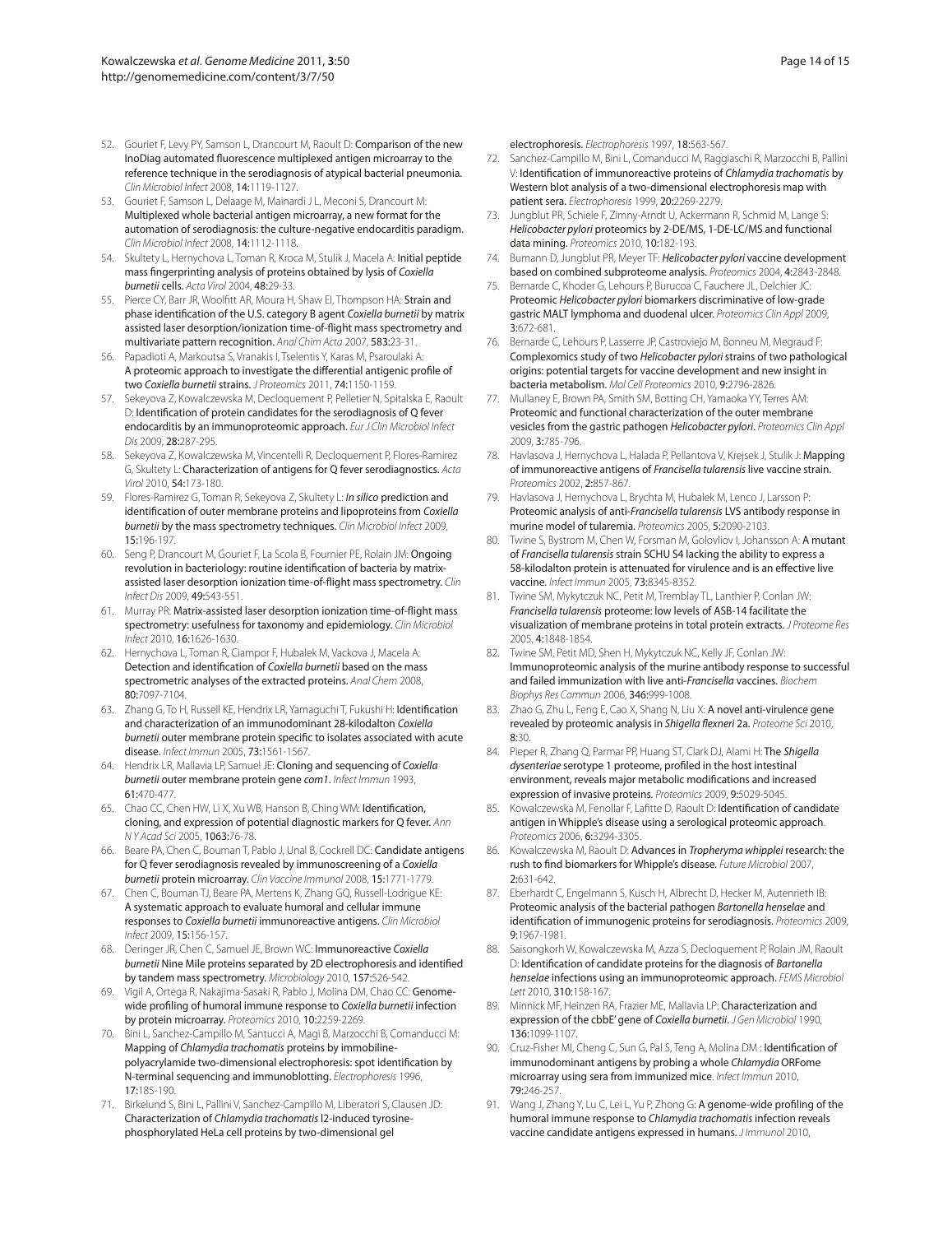52. Gouriet F, Levy PY, Samson L, Drancourt M, Raoult D: **Comparison of the new InoDiag automated fluorescence multiplexed antigen microarray to the reference technique in the serodiagnosis of atypical bacterial pneumonia.** *Clin Microbiol Infect* 2008, **14:**1119-1127.
53. Gouriet F, Samson L, Delaage M, Mainardi J L, Meconi S, Drancourt M: **Multiplexed whole bacterial antigen microarray, a new format for the automation of serodiagnosis: the culture-negative endocarditis paradigm.** *Clin Microbiol Infect* 2008, **14:**1112-1118.
54. Skultety L, Hernychova L, Toman R, Kroca M, Stulik J, Macela A: **Initial peptide mass fingerprinting analysis of proteins obtained by lysis of *Coxiella burnetii* cells.** *Acta Virol* 2004, **48:**29-33.
55. Pierce CY, Barr JR, Woolfitt AR, Moura H, Shaw EI, Thompson HA: **Strain and phase identification of the U.S. category B agent *Coxiella burnetii* by matrix assisted laser desorption/ionization time-of-flight mass spectrometry and multivariate pattern recognition.** *Anal Chim Acta* 2007, **583:**23-31.
56. Papadioti A, Markoutsa S, Vranakis I, Tselentis Y, Karas M, Psaroulaki A: **A proteomic approach to investigate the differential antigenic profile of two *Coxiella burnetii* strains.** *J Proteomics* 2011, **74:**1150-1159.
57. Sekeyova Z, Kowalczewska M, Decloquement P, Pelletier N, Spitalska E, Raoult D: **Identification of protein candidates for the serodiagnosis of Q fever endocarditis by an immunoproteomic approach.** *Eur J Clin Microbiol Infect Dis* 2009, **28:**287-295.
58. Sekeyova Z, Kowalczewska M, Vincentelli R, Decloquement P, Flores-Ramirez G, Skultety L: **Characterization of antigens for Q fever serodiagnostics.** *Acta Virol* 2010, **54:**173-180.
59. Flores-Ramirez G, Toman R, Sekeyova Z, Skultety L: ***In silico* prediction and identification of outer membrane proteins and lipoproteins from *Coxiella burnetii* by the mass spectrometry techniques.** *Clin Microbiol Infect* 2009, **15:**196-197.
60. Seng P, Drancourt M, Gouriet F, La Scola B, Fournier PE, Rolain JM: **Ongoing revolution in bacteriology: routine identification of bacteria by matrix-assisted laser desorption ionization time-of-flight mass spectrometry.** *Clin Infect Dis* 2009, **49:**543-551.
61. Murray PR: **Matrix-assisted laser desorption ionization time-of-flight mass spectrometry: usefulness for taxonomy and epidemiology.** *Clin Microbiol Infect* 2010, **16:**1626-1630.
62. Hernychova L, Toman R, Ciampor F, Hubalek M, Vackova J, Macela A: **Detection and identification of *Coxiella burnetii* based on the mass spectrometric analyses of the extracted proteins.** *Anal Chem* 2008, **80:**7097-7104.
63. Zhang G, To H, Russell KE, Hendrix LR, Yamaguchi T, Fukushi H: **Identification and characterization of an immunodominant 28-kilodalton *Coxiella burnetii* outer membrane protein specific to isolates associated with acute disease.** *Infect Immun* 2005, **73:**1561-1567.
64. Hendrix LR, Mallavia LP, Samuel JE: **Cloning and sequencing of *Coxiella burnetii* outer membrane protein gene *com1*.** *Infect Immun* 1993, **61:**470-477.
65. Chao CC, Chen HW, Li X, Xu WB, Hanson B, Ching WM: **Identification, cloning, and expression of potential diagnostic markers for Q fever.** *Ann N Y Acad Sci* 2005, **1063:**76-78.
66. Beare PA, Chen C, Bouman T, Pablo J, Unal B, Cockrell DC: **Candidate antigens for Q fever serodiagnosis revealed by immunoscreening of a *Coxiella burnetii* protein microarray.** *Clin Vaccine Immunol* 2008, **15:**1771-1779.
67. Chen C, Bouman TJ, Beare PA, Mertens K, Zhang GQ, Russell-Lodrigue KE: **A systematic approach to evaluate humoral and cellular immune responses to *Coxiella burnetii* immunoreactive antigens.** *Clin Microbiol Infect* 2009, **15:**156-157.
68. Deringer JR, Chen C, Samuel JE, Brown WC: **Immunoreactive *Coxiella burnetii* Nine Mile proteins separated by 2D electrophoresis and identified by tandem mass spectrometry.** *Microbiology* 2010, **157:**526-542.
69. Vigil A, Ortega R, Nakajima-Sasaki R, Pablo J, Molina DM, Chao CC: **Genome-wide profiling of humoral immune response to *Coxiella burnetii* infection by protein microarray.** *Proteomics* 2010, **10:**2259-2269.
70. Bini L, Sanchez-Campillo M, Santucci A, Magi B, Marzocchi B, Comanducci M: **Mapping of *Chlamydia trachomatis* proteins by immobiline-polyacrylamide two-dimensional electrophoresis: spot identification by N-terminal sequencing and immunoblotting.** *Electrophoresis* 1996, **17:**185-190.
71. Birkelund S, Bini L, Pallini V, Sanchez-Campillo M, Liberatori S, Clausen JD: **Characterization of *Chlamydia trachomatis* l2-induced tyrosine-phosphorylated HeLa cell proteins by two-dimensional gel electrophoresis.** *Electrophoresis* 1997, **18:**563-567.
72. Sanchez-Campillo M, Bini L, Comanducci M, Raggiaschi R, Marzocchi B, Pallini V: **Identification of immunoreactive proteins of *Chlamydia trachomatis* by Western blot analysis of a two-dimensional electrophoresis map with patient sera.** *Electrophoresis* 1999, **20:**2269-2279.
73. Jungblut PR, Schiele F, Zimny-Arndt U, Ackermann R, Schmid M, Lange S: ***Helicobacter pylori* proteomics by 2-DE/MS, 1-DE-LC/MS and functional data mining.** *Proteomics* 2010, **10:**182-193.
74. Bumann D, Jungblut PR, Meyer TF: ***Helicobacter pylori* vaccine development based on combined subproteome analysis.** *Proteomics* 2004, **4:**2843-2848.
75. Bernarde C, Khoder G, Lehours P, Burucoa C, Fauchere JL, Delchier JC: **Proteomic *Helicobacter pylori* biomarkers discriminative of low-grade gastric MALT lymphoma and duodenal ulcer.** *Proteomics Clin Appl* 2009, **3:**672-681.
76. Bernarde C, Lehours P, Lasserre JP, Castroviejo M, Bonneu M, Megraud F: **Complexomics study of two *Helicobacter pylori* strains of two pathological origins: potential targets for vaccine development and new insight in bacteria metabolism.** *Mol Cell Proteomics* 2010, **9:**2796-2826.
77. Mullaney E, Brown PA, Smith SM, Botting CH, Yamaoka YY, Terres AM: **Proteomic and functional characterization of the outer membrane vesicles from the gastric pathogen *Helicobacter pylori*.** *Proteomics Clin Appl* 2009, **3:**785-796.
78. Havlasova J, Hernychova L, Halada P, Pellantova V, Krejsek J, Stulik J: **Mapping of immunoreactive antigens of *Francisella tularensis* live vaccine strain.** *Proteomics* 2002, **2:**857-867.
79. Havlasova J, Hernychova L, Brychta M, Hubalek M, Lenco J, Larsson P: **Proteomic analysis of anti-*Francisella tularensis* LVS antibody response in murine model of tularemia.** *Proteomics* 2005, **5:**2090-2103.
80. Twine S, Bystrom M, Chen W, Forsman M, Golovliov I, Johansson A: **A mutant of *Francisella tularensis* strain SCHU S4 lacking the ability to express a 58-kilodalton protein is attenuated for virulence and is an effective live vaccine.** *Infect Immun* 2005, **73:**8345-8352.
81. Twine SM, Mykytczuk NC, Petit M, Tremblay TL, Lanthier P, Conlan JW: ***Francisella tularensis* proteome: low levels of ASB-14 facilitate the visualization of membrane proteins in total protein extracts.** *J Proteome Res* 2005, **4:**1848-1854.
82. Twine SM, Petit MD, Shen H, Mykytczuk NC, Kelly JF, Conlan JW: **Immunoproteomic analysis of the murine antibody response to successful and failed immunization with live anti-*Francisella* vaccines.** *Biochem Biophys Res Commun* 2006, **346:**999-1008.
83. Zhao G, Zhu L, Feng E, Cao X, Shang N, Liu X: **A novel anti-virulence gene revealed by proteomic analysis in *Shigella flexneri* 2a.** *Proteome Sci* 2010, **8:**30.
84. Pieper R, Zhang Q, Parmar PP, Huang ST, Clark DJ, Alami H: **The *Shigella dysenteriae* serotype 1 proteome, profiled in the host intestinal environment, reveals major metabolic modifications and increased expression of invasive proteins.** *Proteomics* 2009, **9:**5029-5045.
85. Kowalczewska M, Fenollar F, Lafitte D, Raoult D: **Identification of candidate antigen in Whipple's disease using a serological proteomic approach**. *Proteomics* 2006, **6:**3294-3305.
86. Kowalczewska M, Raoult D: **Advances in *Tropheryma whipplei* research: the rush to find biomarkers for Whipple's disease.** *Future Microbiol* 2007, **2:**631-642.
87. Eberhardt C, Engelmann S, Kusch H, Albrecht D, Hecker M, Autenrieth IB: **Proteomic analysis of the bacterial pathogen *Bartonella henselae* and identification of immunogenic proteins for serodiagnosis.** *Proteomics* 2009, **9:**1967-1981.
88. Saisongkorh W, Kowalczewska M, Azza S, Decloquement P, Rolain JM, Raoult D: **Identification of candidate proteins for the diagnosis of *Bartonella henselae* infections using an immunoproteomic approach.** *FEMS Microbiol Lett* 2010, **310:**158-167.
89. Minnick MF, Heinzen RA, Frazier ME, Mallavia LP: **Characterization and expression of the cbbE' gene of *Coxiella burnetii*.** *J Gen Microbiol* 1990, **136:**1099-1107.
90. Cruz-Fisher MI, Cheng C, Sun G, Pal S, Teng A, Molina DM : **Identification of immunodominant antigens by probing a whole *Chlamydia* ORFome microarray using sera from immunized mice**. *Infect Immun* 2010, **79:**246-257.
91. Wang J, Zhang Y, Lu C, Lei L, Yu P, Zhong G: **A genome-wide profiling of the humoral immune response to *Chlamydia trachomatis* infection reveals vaccine candidate antigens expressed in humans.** *J Immunol* 2010,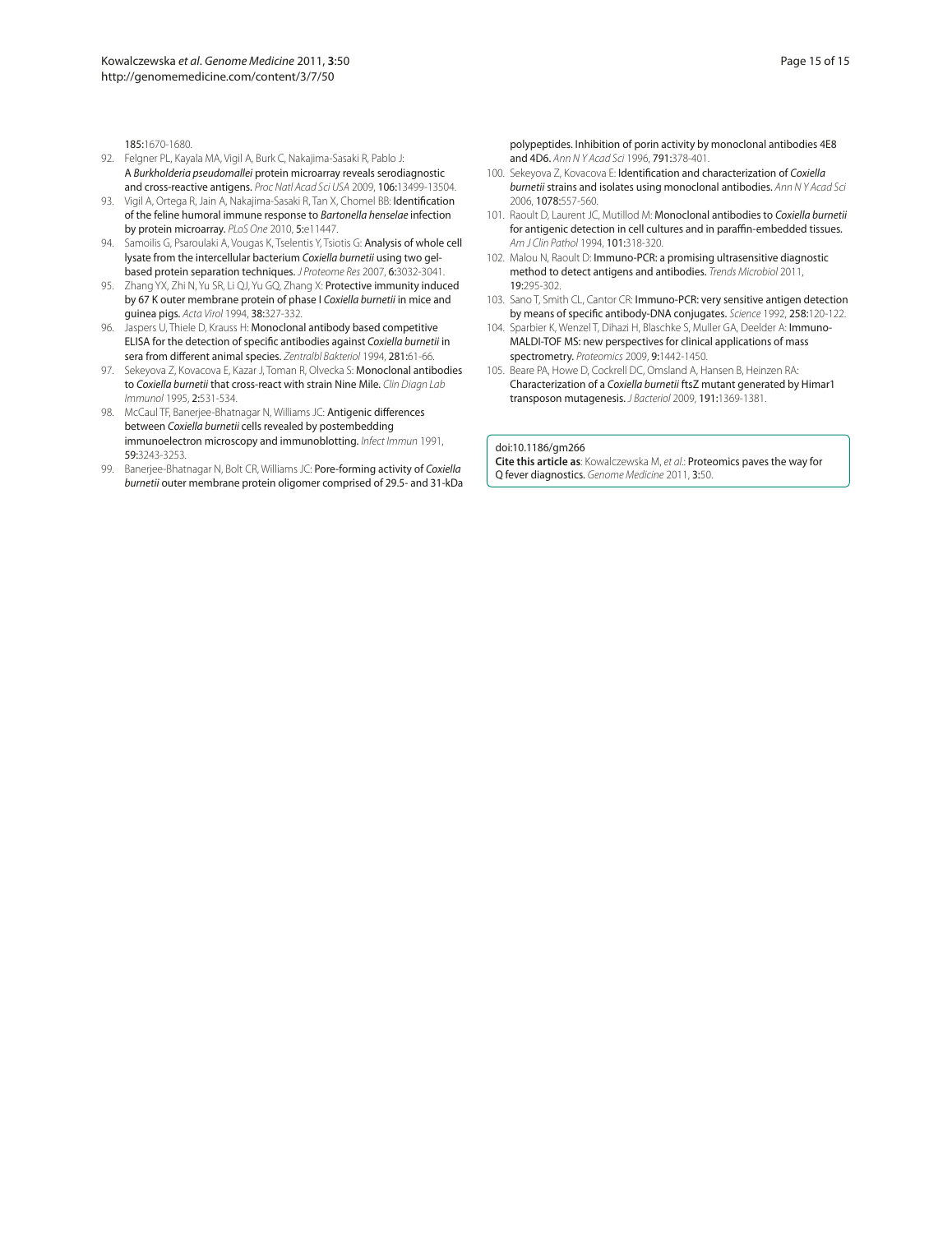185:1670-1680.

92. Felgner PL, Kayala MA, Vigil A, Burk C, Nakajima-Sasaki R, Pablo J: A *Burkholderia pseudomallei* protein microarray reveals serodiagnostic and cross-reactive antigens. *Proc Natl Acad Sci USA* 2009, **106**:13499-13504.
93. Vigil A, Ortega R, Jain A, Nakajima-Sasaki R, Tan X, Chomel BB: Identification of the feline humoral immune response to *Bartonella henselae* infection by protein microarray. *PLoS One* 2010, **5**:e11447.
94. Samoilis G, Psaroulaki A, Vougas K, Tselentis Y, Tsiotis G: Analysis of whole cell lysate from the intercellular bacterium *Coxiella burnetii* using two gel-based protein separation techniques. *J Proteome Res* 2007, **6**:3032-3041.
95. Zhang YX, Zhi N, Yu SR, Li QJ, Yu GQ, Zhang X: Protective immunity induced by 67 K outer membrane protein of phase I *Coxiella burnetii* in mice and guinea pigs. *Acta Virol* 1994, **38**:327-332.
96. Jaspers U, Thiele D, Krauss H: Monoclonal antibody based competitive ELISA for the detection of specific antibodies against *Coxiella burnetii* in sera from different animal species. *Zentralbl Bakteriol* 1994, **281**:61-66.
97. Sekeyova Z, Kovacova E, Kazar J, Toman R, Olvecka S: Monoclonal antibodies to *Coxiella burnetii* that cross-react with strain Nine Mile. *Clin Diagn Lab Immunol* 1995, **2**:531-534.
98. McCaul TF, Banerjee-Bhatnagar N, Williams JC: Antigenic differences between *Coxiella burnetii* cells revealed by postembedding immunoelectron microscopy and immunoblotting. *Infect Immun* 1991, **59**:3243-3253.
99. Banerjee-Bhatnagar N, Bolt CR, Williams JC: Pore-forming activity of *Coxiella burnetii* outer membrane protein oligomer comprised of 29.5- and 31-kDa polypeptides. Inhibition of porin activity by monoclonal antibodies 4E8 and 4D6. *Ann N Y Acad Sci* 1996, **791**:378-401.
100. Sekeyova Z, Kovacova E: Identification and characterization of *Coxiella burnetii* strains and isolates using monoclonal antibodies. *Ann N Y Acad Sci* 2006, **1078**:557-560.
101. Raoult D, Laurent JC, Mutillod M: Monoclonal antibodies to *Coxiella burnetii* for antigenic detection in cell cultures and in paraffin-embedded tissues. *Am J Clin Pathol* 1994, **101**:318-320.
102. Malou N, Raoult D: Immuno-PCR: a promising ultrasensitive diagnostic method to detect antigens and antibodies. *Trends Microbiol* 2011, **19**:295-302.
103. Sano T, Smith CL, Cantor CR: Immuno-PCR: very sensitive antigen detection by means of specific antibody-DNA conjugates. *Science* 1992, **258**:120-122.
104. Sparbier K, Wenzel T, Dihazi H, Blaschke S, Muller GA, Deelder A: Immuno-MALDI-TOF MS: new perspectives for clinical applications of mass spectrometry. *Proteomics* 2009, **9**:1442-1450.
105. Beare PA, Howe D, Cockrell DC, Omsland A, Hansen B, Heinzen RA: Characterization of a *Coxiella burnetii* ftsZ mutant generated by Himar1 transposon mutagenesis. *J Bacteriol* 2009, **191**:1369-1381.

doi:10.1186/gm266

**Cite this article as**: Kowalczewska M, *et al.*: Proteomics paves the way for Q fever diagnostics. *Genome Medicine* 2011, **3**:50.